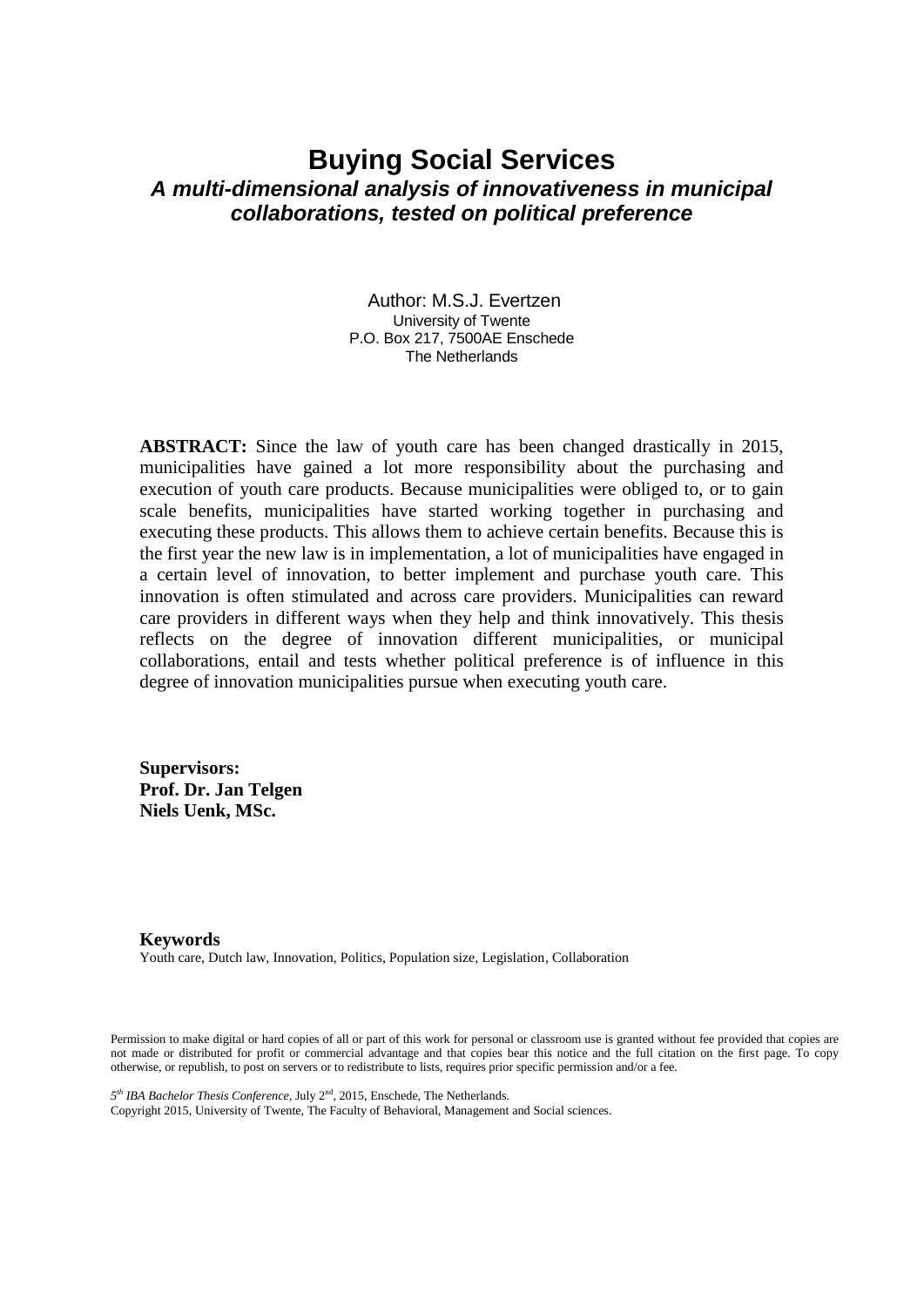# Buying Social Services

## *A multi-dimensional analysis of innovativeness in municipal collaborations, tested on political preference*

Author: M.S.J. Evertzen
University of Twente
P.O. Box 217, 7500AE Enschede
The Netherlands

**ABSTRACT:** Since the law of youth care has been changed drastically in 2015, municipalities have gained a lot more responsibility about the purchasing and execution of youth care products. Because municipalities were obliged to, or to gain scale benefits, municipalities have started working together in purchasing and executing these products. This allows them to achieve certain benefits. Because this is the first year the new law is in implementation, a lot of municipalities have engaged in a certain level of innovation, to better implement and purchase youth care. This innovation is often stimulated and across care providers. Municipalities can reward care providers in different ways when they help and think innovatively. This thesis reflects on the degree of innovation different municipalities, or municipal collaborations, entail and tests whether political preference is of influence in this degree of innovation municipalities pursue when executing youth care.

**Supervisors:**
**Prof. Dr. Jan Telgen**
**Niels Uenk, MSc.**

**Keywords**
Youth care, Dutch law, Innovation, Politics, Population size, Legislation, Collaboration

Permission to make digital or hard copies of all or part of this work for personal or classroom use is granted without fee provided that copies are not made or distributed for profit or commercial advantage and that copies bear this notice and the full citation on the first page. To copy otherwise, or republish, to post on servers or to redistribute to lists, requires prior specific permission and/or a fee.

*5th IBA Bachelor Thesis Conference*, July 2nd, 2015, Enschede, The Netherlands.
Copyright 2015, University of Twente, The Faculty of Behavioral, Management and Social sciences.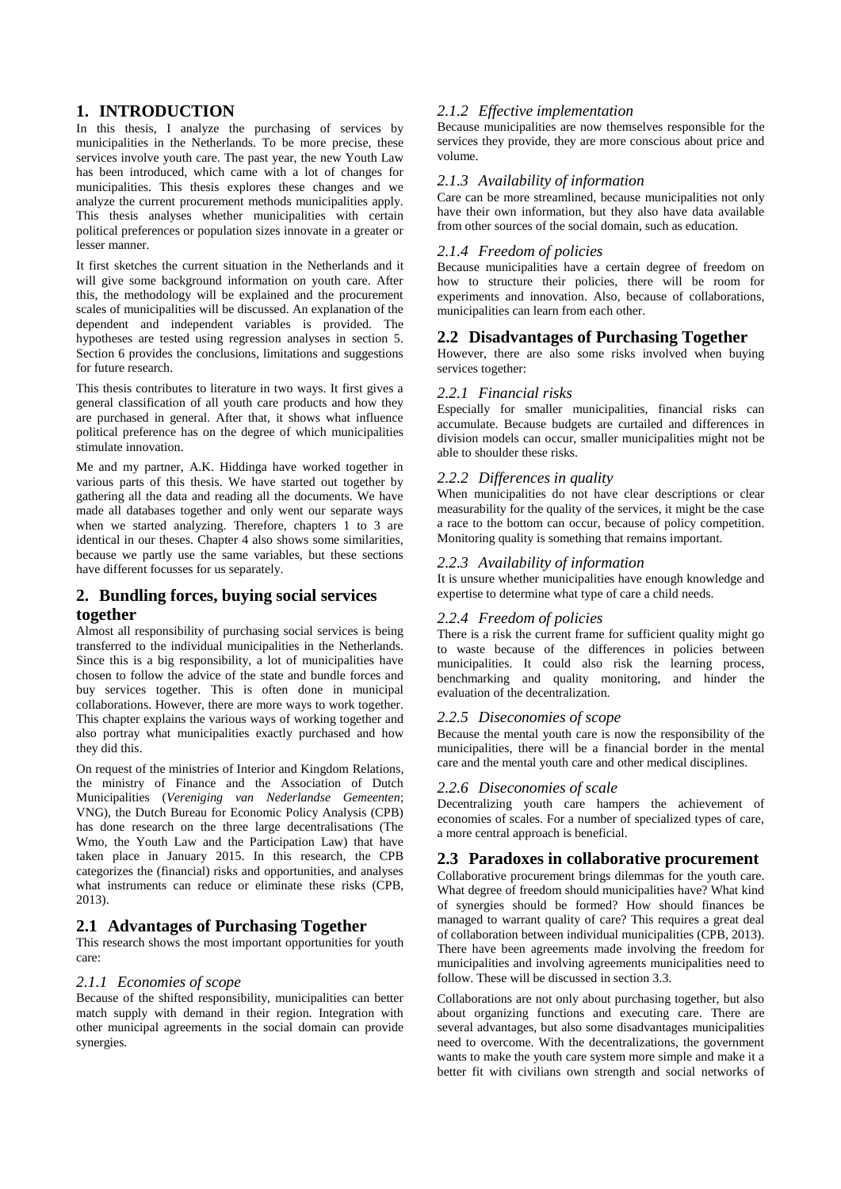# 1. INTRODUCTION

In this thesis, I analyze the purchasing of services by municipalities in the Netherlands. To be more precise, these services involve youth care. The past year, the new Youth Law has been introduced, which came with a lot of changes for municipalities. This thesis explores these changes and we analyze the current procurement methods municipalities apply. This thesis analyses whether municipalities with certain political preferences or population sizes innovate in a greater or lesser manner.

It first sketches the current situation in the Netherlands and it will give some background information on youth care. After this, the methodology will be explained and the procurement scales of municipalities will be discussed. An explanation of the dependent and independent variables is provided. The hypotheses are tested using regression analyses in section 5. Section 6 provides the conclusions, limitations and suggestions for future research.

This thesis contributes to literature in two ways. It first gives a general classification of all youth care products and how they are purchased in general. After that, it shows what influence political preference has on the degree of which municipalities stimulate innovation.

Me and my partner, A.K. Hiddinga have worked together in various parts of this thesis. We have started out together by gathering all the data and reading all the documents. We have made all databases together and only went our separate ways when we started analyzing. Therefore, chapters 1 to 3 are identical in our theses. Chapter 4 also shows some similarities, because we partly use the same variables, but these sections have different focusses for us separately.

# 2. Bundling forces, buying social services together

Almost all responsibility of purchasing social services is being transferred to the individual municipalities in the Netherlands. Since this is a big responsibility, a lot of municipalities have chosen to follow the advice of the state and bundle forces and buy services together. This is often done in municipal collaborations. However, there are more ways to work together. This chapter explains the various ways of working together and also portray what municipalities exactly purchased and how they did this.

On request of the ministries of Interior and Kingdom Relations, the ministry of Finance and the Association of Dutch Municipalities (*Vereniging van Nederlandse Gemeenten*; VNG), the Dutch Bureau for Economic Policy Analysis (CPB) has done research on the three large decentralisations (The Wmo, the Youth Law and the Participation Law) that have taken place in January 2015. In this research, the CPB categorizes the (financial) risks and opportunities, and analyses what instruments can reduce or eliminate these risks (CPB, 2013).

## 2.1 Advantages of Purchasing Together

This research shows the most important opportunities for youth care:

### *2.1.1 Economies of scope*

Because of the shifted responsibility, municipalities can better match supply with demand in their region. Integration with other municipal agreements in the social domain can provide synergies.

### *2.1.2 Effective implementation*

Because municipalities are now themselves responsible for the services they provide, they are more conscious about price and volume.

### *2.1.3 Availability of information*

Care can be more streamlined, because municipalities not only have their own information, but they also have data available from other sources of the social domain, such as education.

### *2.1.4 Freedom of policies*

Because municipalities have a certain degree of freedom on how to structure their policies, there will be room for experiments and innovation. Also, because of collaborations, municipalities can learn from each other.

## 2.2 Disadvantages of Purchasing Together

However, there are also some risks involved when buying services together:

### *2.2.1 Financial risks*

Especially for smaller municipalities, financial risks can accumulate. Because budgets are curtailed and differences in division models can occur, smaller municipalities might not be able to shoulder these risks.

### *2.2.2 Differences in quality*

When municipalities do not have clear descriptions or clear measurability for the quality of the services, it might be the case a race to the bottom can occur, because of policy competition. Monitoring quality is something that remains important.

### *2.2.3 Availability of information*

It is unsure whether municipalities have enough knowledge and expertise to determine what type of care a child needs.

### *2.2.4 Freedom of policies*

There is a risk the current frame for sufficient quality might go to waste because of the differences in policies between municipalities. It could also risk the learning process, benchmarking and quality monitoring, and hinder the evaluation of the decentralization.

### *2.2.5 Diseconomies of scope*

Because the mental youth care is now the responsibility of the municipalities, there will be a financial border in the mental care and the mental youth care and other medical disciplines.

### *2.2.6 Diseconomies of scale*

Decentralizing youth care hampers the achievement of economies of scales. For a number of specialized types of care, a more central approach is beneficial.

## 2.3 Paradoxes in collaborative procurement

Collaborative procurement brings dilemmas for the youth care. What degree of freedom should municipalities have? What kind of synergies should be formed? How should finances be managed to warrant quality of care? This requires a great deal of collaboration between individual municipalities (CPB, 2013). There have been agreements made involving the freedom for municipalities and involving agreements municipalities need to follow. These will be discussed in section 3.3.

Collaborations are not only about purchasing together, but also about organizing functions and executing care. There are several advantages, but also some disadvantages municipalities need to overcome. With the decentralizations, the government wants to make the youth care system more simple and make it a better fit with civilians own strength and social networks of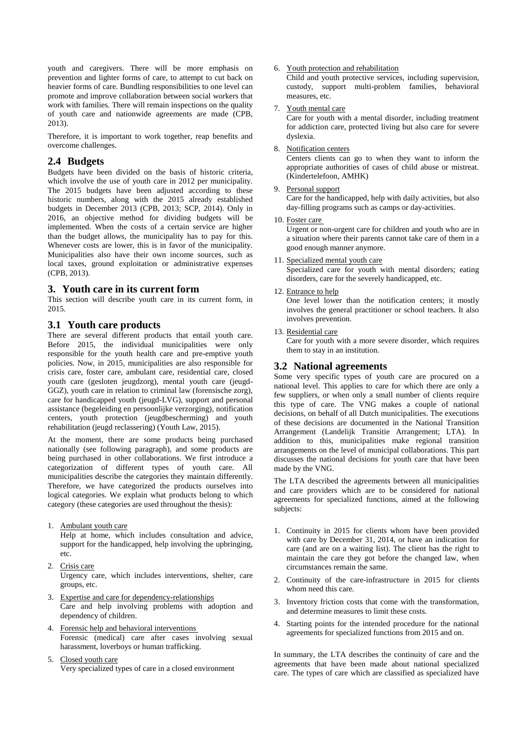youth and caregivers. There will be more emphasis on prevention and lighter forms of care, to attempt to cut back on heavier forms of care. Bundling responsibilities to one level can promote and improve collaboration between social workers that work with families. There will remain inspections on the quality of youth care and nationwide agreements are made (CPB, 2013).

Therefore, it is important to work together, reap benefits and overcome challenges.

## 2.4 Budgets

Budgets have been divided on the basis of historic criteria, which involve the use of youth care in 2012 per municipality. The 2015 budgets have been adjusted according to these historic numbers, along with the 2015 already established budgets in December 2013 (CPB, 2013; SCP, 2014). Only in 2016, an objective method for dividing budgets will be implemented. When the costs of a certain service are higher than the budget allows, the municipality has to pay for this. Whenever costs are lower, this is in favor of the municipality. Municipalities also have their own income sources, such as local taxes, ground exploitation or administrative expenses (CPB, 2013).

# 3. Youth care in its current form

This section will describe youth care in its current form, in 2015.

## 3.1 Youth care products

There are several different products that entail youth care. Before 2015, the individual municipalities were only responsible for the youth health care and pre-emptive youth policies. Now, in 2015, municipalities are also responsible for crisis care, foster care, ambulant care, residential care, closed youth care (gesloten jeugdzorg), mental youth care (jeugd-GGZ), youth care in relation to criminal law (forensische zorg), care for handicapped youth (jeugd-LVG), support and personal assistance (begeleiding en persoonlijke verzorging), notification centers, youth protection (jeugdbescherming) and youth rehabilitation (jeugd reclassering) (Youth Law, 2015).

At the moment, there are some products being purchased nationally (see following paragraph), and some products are being purchased in other collaborations. We first introduce a categorization of different types of youth care. All municipalities describe the categories they maintain differently. Therefore, we have categorized the products ourselves into logical categories. We explain what products belong to which category (these categories are used throughout the thesis):

1. Ambulant youth care
   Help at home, which includes consultation and advice, support for the handicapped, help involving the upbringing, etc.
2. Crisis care
   Urgency care, which includes interventions, shelter, care groups, etc.
3. Expertise and care for dependency-relationships
   Care and help involving problems with adoption and dependency of children.
4. Forensic help and behavioral interventions
   Forensic (medical) care after cases involving sexual harassment, loverboys or human trafficking.
5. Closed youth care
   Very specialized types of care in a closed environment
6. Youth protection and rehabilitation
   Child and youth protective services, including supervision, custody, support multi-problem families, behavioral measures, etc.
7. Youth mental care
   Care for youth with a mental disorder, including treatment for addiction care, protected living but also care for severe dyslexia.
8. Notification centers
   Centers clients can go to when they want to inform the appropriate authorities of cases of child abuse or mistreat. (Kindertelefoon, AMHK)
9. Personal support
   Care for the handicapped, help with daily activities, but also day-filling programs such as camps or day-activities.
10. Foster care
    Urgent or non-urgent care for children and youth who are in a situation where their parents cannot take care of them in a good enough manner anymore.
11. Specialized mental youth care
    Specialized care for youth with mental disorders; eating disorders, care for the severely handicapped, etc.
12. Entrance to help
    One level lower than the notification centers; it mostly involves the general practitioner or school teachers. It also involves prevention.
13. Residential care
    Care for youth with a more severe disorder, which requires them to stay in an institution.

## 3.2 National agreements

Some very specific types of youth care are procured on a national level. This applies to care for which there are only a few suppliers, or when only a small number of clients require this type of care. The VNG makes a couple of national decisions, on behalf of all Dutch municipalities. The executions of these decisions are documented in the National Transition Arrangement (Landelijk Transitie Arrangement; LTA). In addition to this, municipalities make regional transition arrangements on the level of municipal collaborations. This part discusses the national decisions for youth care that have been made by the VNG.

The LTA described the agreements between all municipalities and care providers which are to be considered for national agreements for specialized functions, aimed at the following subjects:

1. Continuity in 2015 for clients whom have been provided with care by December 31, 2014, or have an indication for care (and are on a waiting list). The client has the right to maintain the care they got before the changed law, when circumstances remain the same.
2. Continuity of the care-infrastructure in 2015 for clients whom need this care.
3. Inventory friction costs that come with the transformation, and determine measures to limit these costs.
4. Starting points for the intended procedure for the national agreements for specialized functions from 2015 and on.

In summary, the LTA describes the continuity of care and the agreements that have been made about national specialized care. The types of care which are classified as specialized have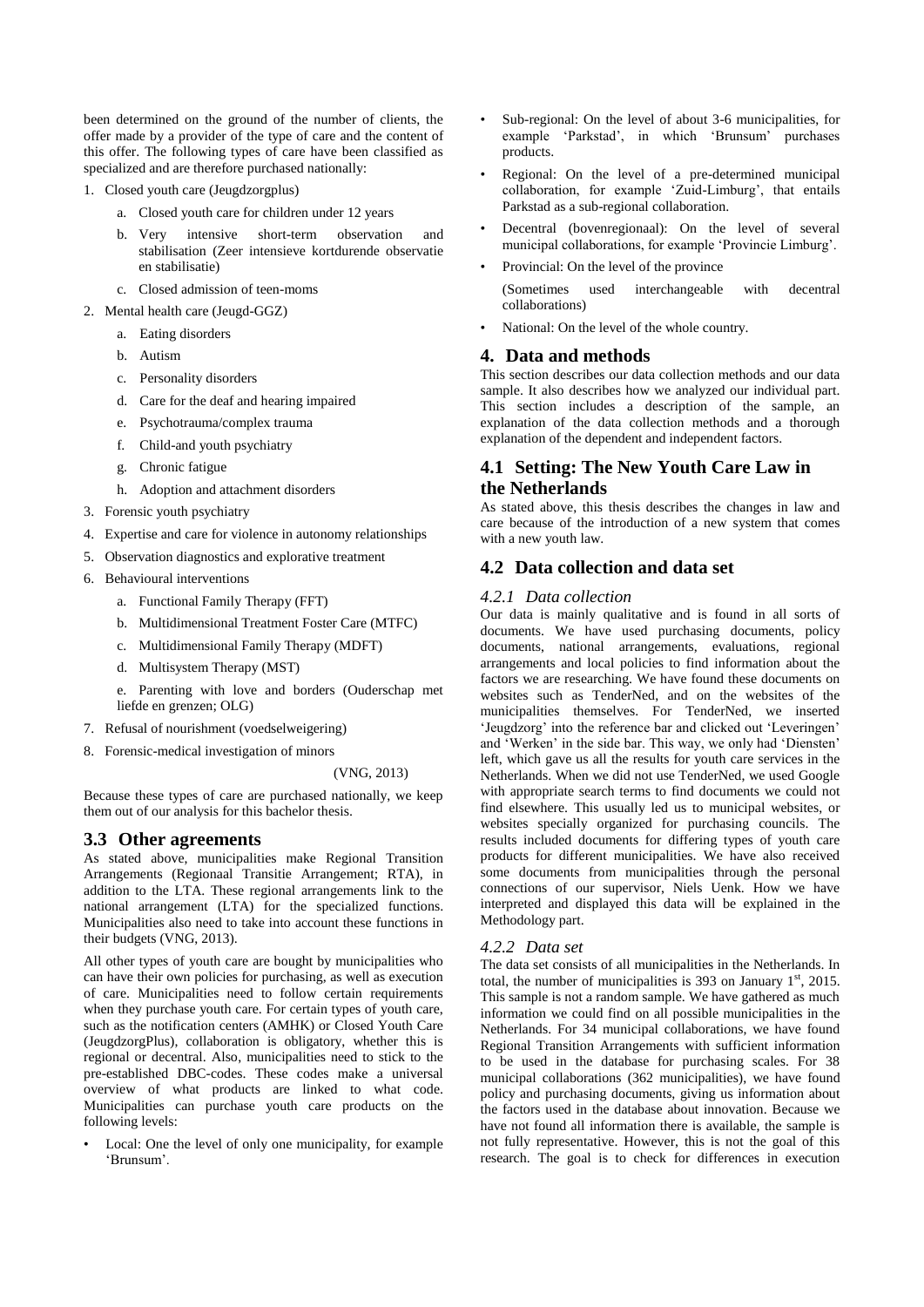been determined on the ground of the number of clients, the offer made by a provider of the type of care and the content of this offer. The following types of care have been classified as specialized and are therefore purchased nationally:

1. Closed youth care (Jeugdzorgplus)
    a. Closed youth care for children under 12 years
    b. Very intensive short-term observation and stabilisation (Zeer intensieve kortdurende observatie en stabilisatie)
    c. Closed admission of teen-moms
2. Mental health care (Jeugd-GGZ)
    a. Eating disorders
    b. Autism
    c. Personality disorders
    d. Care for the deaf and hearing impaired
    e. Psychotrauma/complex trauma
    f. Child-and youth psychiatry
    g. Chronic fatigue
    h. Adoption and attachment disorders
3. Forensic youth psychiatry
4. Expertise and care for violence in autonomy relationships
5. Observation diagnostics and explorative treatment
6. Behavioural interventions
    a. Functional Family Therapy (FFT)
    b. Multidimensional Treatment Foster Care (MTFC)
    c. Multidimensional Family Therapy (MDFT)
    d. Multisystem Therapy (MST)
    e. Parenting with love and borders (Ouderschap met liefde en grenzen; OLG)
7. Refusal of nourishment (voedselweigering)
8. Forensic-medical investigation of minors

(VNG, 2013)

Because these types of care are purchased nationally, we keep them out of our analysis for this bachelor thesis.

## 3.3 Other agreements

As stated above, municipalities make Regional Transition Arrangements (Regionaal Transitie Arrangement; RTA), in addition to the LTA. These regional arrangements link to the national arrangement (LTA) for the specialized functions. Municipalities also need to take into account these functions in their budgets (VNG, 2013).

All other types of youth care are bought by municipalities who can have their own policies for purchasing, as well as execution of care. Municipalities need to follow certain requirements when they purchase youth care. For certain types of youth care, such as the notification centers (AMHK) or Closed Youth Care (JeugdzorgPlus), collaboration is obligatory, whether this is regional or decentral. Also, municipalities need to stick to the pre-established DBC-codes. These codes make a universal overview of what products are linked to what code. Municipalities can purchase youth care products on the following levels:

- Local: One the level of only one municipality, for example 'Brunsum'.
- Sub-regional: On the level of about 3-6 municipalities, for example 'Parkstad', in which 'Brunsum' purchases products.
- Regional: On the level of a pre-determined municipal collaboration, for example 'Zuid-Limburg', that entails Parkstad as a sub-regional collaboration.
- Decentral (bovenregionaal): On the level of several municipal collaborations, for example 'Provincie Limburg'.
- Provincial: On the level of the province

  (Sometimes used interchangeable with decentral collaborations)
- National: On the level of the whole country.

## 4. Data and methods

This section describes our data collection methods and our data sample. It also describes how we analyzed our individual part. This section includes a description of the sample, an explanation of the data collection methods and a thorough explanation of the dependent and independent factors.

## 4.1 Setting: The New Youth Care Law in the Netherlands

As stated above, this thesis describes the changes in law and care because of the introduction of a new system that comes with a new youth law.

## 4.2 Data collection and data set

### *4.2.1 Data collection*

Our data is mainly qualitative and is found in all sorts of documents. We have used purchasing documents, policy documents, national arrangements, evaluations, regional arrangements and local policies to find information about the factors we are researching. We have found these documents on websites such as TenderNed, and on the websites of the municipalities themselves. For TenderNed, we inserted 'Jeugdzorg' into the reference bar and clicked out 'Leveringen' and 'Werken' in the side bar. This way, we only had 'Diensten' left, which gave us all the results for youth care services in the Netherlands. When we did not use TenderNed, we used Google with appropriate search terms to find documents we could not find elsewhere. This usually led us to municipal websites, or websites specially organized for purchasing councils. The results included documents for differing types of youth care products for different municipalities. We have also received some documents from municipalities through the personal connections of our supervisor, Niels Uenk. How we have interpreted and displayed this data will be explained in the Methodology part.

### *4.2.2 Data set*

The data set consists of all municipalities in the Netherlands. In total, the number of municipalities is 393 on January 1st, 2015. This sample is not a random sample. We have gathered as much information we could find on all possible municipalities in the Netherlands. For 34 municipal collaborations, we have found Regional Transition Arrangements with sufficient information to be used in the database for purchasing scales. For 38 municipal collaborations (362 municipalities), we have found policy and purchasing documents, giving us information about the factors used in the database about innovation. Because we have not found all information there is available, the sample is not fully representative. However, this is not the goal of this research. The goal is to check for differences in execution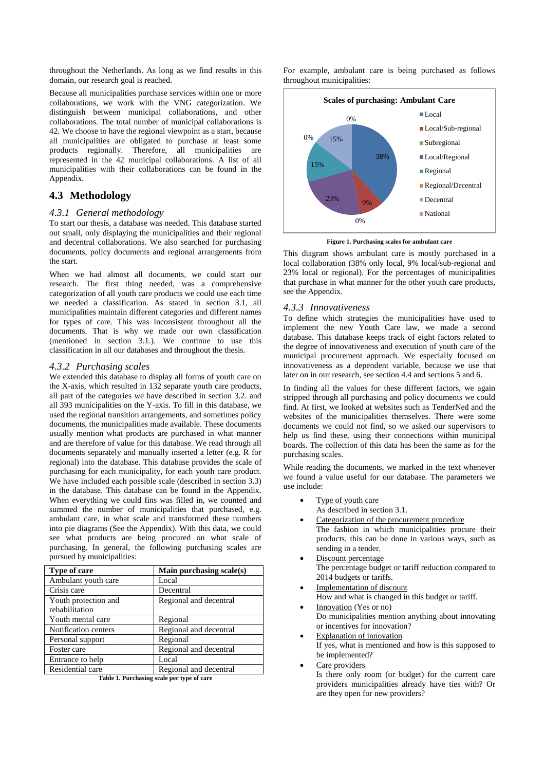throughout the Netherlands. As long as we find results in this domain, our research goal is reached.

Because all municipalities purchase services within one or more collaborations, we work with the VNG categorization. We distinguish between municipal collaborations, and other collaborations. The total number of municipal collaborations is 42. We choose to have the regional viewpoint as a start, because all municipalities are obligated to purchase at least some products regionally. Therefore, all municipalities are represented in the 42 municipal collaborations. A list of all municipalities with their collaborations can be found in the Appendix.

## 4.3 Methodology

### *4.3.1 General methodology*

To start our thesis, a database was needed. This database started out small, only displaying the municipalities and their regional and decentral collaborations. We also searched for purchasing documents, policy documents and regional arrangements from the start.

When we had almost all documents, we could start our research. The first thing needed, was a comprehensive categorization of all youth care products we could use each time we needed a classification. As stated in section 3.1, all municipalities maintain different categories and different names for types of care. This was inconsistent throughout all the documents. That is why we made our own classification (mentioned in section 3.1.). We continue to use this classification in all our databases and throughout the thesis.

### *4.3.2 Purchasing scales*

We extended this database to display all forms of youth care on the X-axis, which resulted in 132 separate youth care products, all part of the categories we have described in section 3.2. and all 393 municipalities on the Y-axis. To fill in this database, we used the regional transition arrangements, and sometimes policy documents, the municipalities made available. These documents usually mention what products are purchased in what manner and are therefore of value for this database. We read through all documents separately and manually inserted a letter (e.g. R for regional) into the database. This database provides the scale of purchasing for each municipality, for each youth care product. We have included each possible scale (described in section 3.3) in the database. This database can be found in the Appendix. When everything we could fins was filled in, we counted and summed the number of municipalities that purchased, e.g. ambulant care, in what scale and transformed these numbers into pie diagrams (See the Appendix). With this data, we could see what products are being procured on what scale of purchasing. In general, the following purchasing scales are pursued by municipalities:

| Type of care | Main purchasing scale(s) |
|---|---|
| Ambulant youth care | Local |
| Crisis care | Decentral |
| Youth protection and rehabilitation | Regional and decentral |
| Youth mental care | Regional |
| Notification centers | Regional and decentral |
| Personal support | Regional |
| Foster care | Regional and decentral |
| Entrance to help | Local |
| Residential care | Regional and decentral |

**Table 1. Purchasing scale per type of care**

For example, ambulant care is being purchased as follows throughout municipalities:

**Scales of purchasing: Ambulant Care**

| Scale | Percentage |
|---|---|
| Local | 38% |
| Local/Sub-regional | 9% |
| Subregional | 0% |
| Local/Regional | 23% |
| Regional | 15% |
| Regional/Decentral | 0% |
| Decentral | 15% |
| National | 0% |

**Figure 1. Purchasing scales for ambulant care**

This diagram shows ambulant care is mostly purchased in a local collaboration (38% only local, 9% local/sub-regional and 23% local or regional). For the percentages of municipalities that purchase in what manner for the other youth care products, see the Appendix.

### *4.3.3 Innovativeness*

To define which strategies the municipalities have used to implement the new Youth Care law, we made a second database. This database keeps track of eight factors related to the degree of innovativeness and execution of youth care of the municipal procurement approach. We especially focused on innovativeness as a dependent variable, because we use that later on in our research, see section 4.4 and sections 5 and 6.

In finding all the values for these different factors, we again stripped through all purchasing and policy documents we could find. At first, we looked at websites such as TenderNed and the websites of the municipalities themselves. There were some documents we could not find, so we asked our supervisors to help us find these, using their connections within municipal boards. The collection of this data has been the same as for the purchasing scales.

While reading the documents, we marked in the text whenever we found a value useful for our database. The parameters we use include:

- Type of youth care
  As described in section 3.1.
- Categorization of the procurement procedure
  The fashion in which municipalities procure their products, this can be done in various ways, such as sending in a tender.
- Discount percentage
  The percentage budget or tariff reduction compared to 2014 budgets or tariffs.
- Implementation of discount
  How and what is changed in this budget or tariff.
- Innovation (Yes or no)
  Do municipalities mention anything about innovating or incentives for innovation?
- Explanation of innovation
  If yes, what is mentioned and how is this supposed to be implemented?
- Care providers
  Is there only room (or budget) for the current care providers municipalities already have ties with? Or are they open for new providers?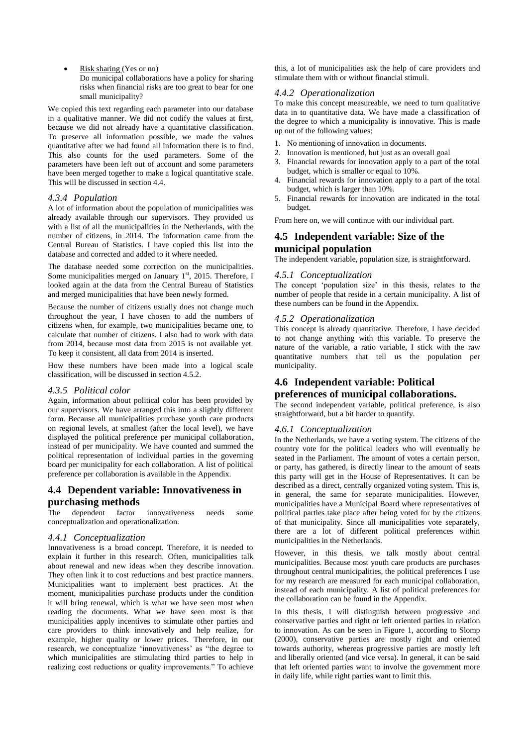- Risk sharing (Yes or no)
  Do municipal collaborations have a policy for sharing risks when financial risks are too great to bear for one small municipality?

We copied this text regarding each parameter into our database in a qualitative manner. We did not codify the values at first, because we did not already have a quantitative classification. To preserve all information possible, we made the values quantitative after we had found all information there is to find. This also counts for the used parameters. Some of the parameters have been left out of account and some parameters have been merged together to make a logical quantitative scale. This will be discussed in section 4.4.

### *4.3.4 Population*

A lot of information about the population of municipalities was already available through our supervisors. They provided us with a list of all the municipalities in the Netherlands, with the number of citizens, in 2014. The information came from the Central Bureau of Statistics. I have copied this list into the database and corrected and added to it where needed.

The database needed some correction on the municipalities. Some municipalities merged on January 1st, 2015. Therefore, I looked again at the data from the Central Bureau of Statistics and merged municipalities that have been newly formed.

Because the number of citizens usually does not change much throughout the year, I have chosen to add the numbers of citizens when, for example, two municipalities became one, to calculate that number of citizens. I also had to work with data from 2014, because most data from 2015 is not available yet. To keep it consistent, all data from 2014 is inserted.

How these numbers have been made into a logical scale classification, will be discussed in section 4.5.2.

### *4.3.5 Political color*

Again, information about political color has been provided by our supervisors. We have arranged this into a slightly different form. Because all municipalities purchase youth care products on regional levels, at smallest (after the local level), we have displayed the political preference per municipal collaboration, instead of per municipality. We have counted and summed the political representation of individual parties in the governing board per municipality for each collaboration. A list of political preference per collaboration is available in the Appendix.

## 4.4 Dependent variable: Innovativeness in purchasing methods

The dependent factor innovativeness needs some conceptualization and operationalization.

### *4.4.1 Conceptualization*

Innovativeness is a broad concept. Therefore, it is needed to explain it further in this research. Often, municipalities talk about renewal and new ideas when they describe innovation. They often link it to cost reductions and best practice manners. Municipalities want to implement best practices. At the moment, municipalities purchase products under the condition it will bring renewal, which is what we have seen most when reading the documents. What we have seen most is that municipalities apply incentives to stimulate other parties and care providers to think innovatively and help realize, for example, higher quality or lower prices. Therefore, in our research, we conceptualize 'innovativeness' as "the degree to which municipalities are stimulating third parties to help in realizing cost reductions or quality improvements." To achieve this, a lot of municipalities ask the help of care providers and stimulate them with or without financial stimuli.

### *4.4.2 Operationalization*

To make this concept measureable, we need to turn qualitative data in to quantitative data. We have made a classification of the degree to which a municipality is innovative. This is made up out of the following values:

1. No mentioning of innovation in documents.
2. Innovation is mentioned, but just as an overall goal
3. Financial rewards for innovation apply to a part of the total budget, which is smaller or equal to 10%.
4. Financial rewards for innovation apply to a part of the total budget, which is larger than 10%.
5. Financial rewards for innovation are indicated in the total budget.

From here on, we will continue with our individual part.

## 4.5 Independent variable: Size of the municipal population

The independent variable, population size, is straightforward.

### *4.5.1 Conceptualization*

The concept 'population size' in this thesis, relates to the number of people that reside in a certain municipality. A list of these numbers can be found in the Appendix.

### *4.5.2 Operationalization*

This concept is already quantitative. Therefore, I have decided to not change anything with this variable. To preserve the nature of the variable, a ratio variable, I stick with the raw quantitative numbers that tell us the population per municipality.

## 4.6 Independent variable: Political preferences of municipal collaborations.

The second independent variable, political preference, is also straightforward, but a bit harder to quantify.

### *4.6.1 Conceptualization*

In the Netherlands, we have a voting system. The citizens of the country vote for the political leaders who will eventually be seated in the Parliament. The amount of votes a certain person, or party, has gathered, is directly linear to the amount of seats this party will get in the House of Representatives. It can be described as a direct, centrally organized voting system. This is, in general, the same for separate municipalities. However, municipalities have a Municipal Board where representatives of political parties take place after being voted for by the citizens of that municipality. Since all municipalities vote separately, there are a lot of different political preferences within municipalities in the Netherlands.

However, in this thesis, we talk mostly about central municipalities. Because most youth care products are purchases throughout central municipalities, the political preferences I use for my research are measured for each municipal collaboration, instead of each municipality. A list of political preferences for the collaboration can be found in the Appendix.

In this thesis, I will distinguish between progressive and conservative parties and right or left oriented parties in relation to innovation. As can be seen in Figure 1, according to Slomp (2000), conservative parties are mostly right and oriented towards authority, whereas progressive parties are mostly left and liberally oriented (and vice versa). In general, it can be said that left oriented parties want to involve the government more in daily life, while right parties want to limit this.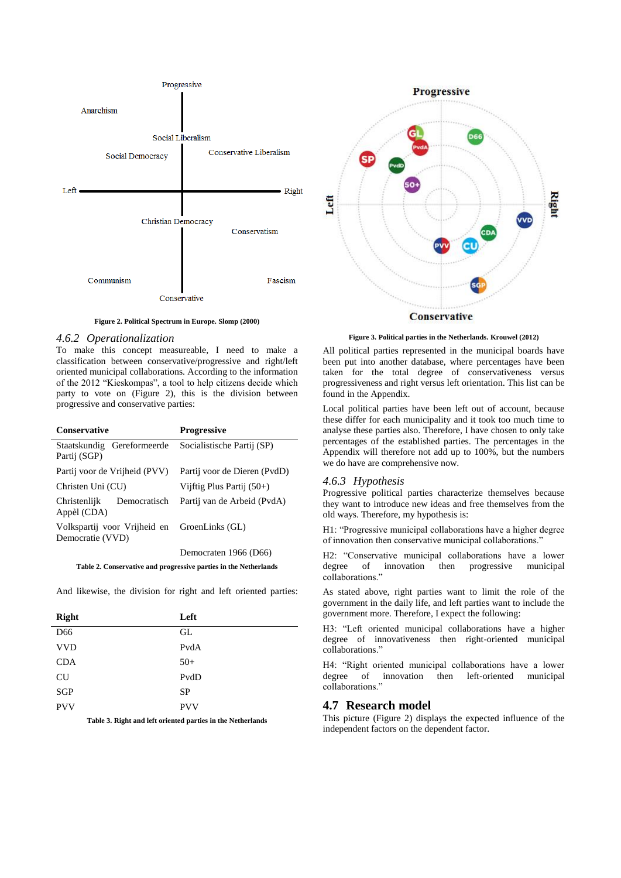Progressive

Anarchism

Social Liberalism

Social Democracy

Conservative Liberalism

Left

Right

Christian Democracy

Conservatism

Communism

Fascism

Conservative

**Figure 2. Political Spectrum in Europe. Slomp (2000)**

### 4.6.2 *Operationalization*

To make this concept measureable, I need to make a classification between conservative/progressive and right/left oriented municipal collaborations. According to the information of the 2012 "Kieskompas", a tool to help citizens decide which party to vote on (Figure 2), this is the division between progressive and conservative parties:

| Conservative | Progressive |
|---|---|
| Staatskundig Gereformeerde Partij (SGP) | Socialistische Partij (SP) |
| Partij voor de Vrijheid (PVV) | Partij voor de Dieren (PvdD) |
| Christen Uni (CU) | Vijftig Plus Partij (50+) |
| Christenlijk Democratisch Appèl (CDA) | Partij van de Arbeid (PvdA) |
| Volkspartij voor Vrijheid en Democratie (VVD) | GroenLinks (GL) |
| | Democraten 1966 (D66) |

**Table 2. Conservative and progressive parties in the Netherlands**

And likewise, the division for right and left oriented parties:

| Right | Left |
|---|---|
| D66 | GL |
| VVD | PvdA |
| CDA | 50+ |
| CU | PvdD |
| SGP | SP |
| PVV | PVV |

**Table 3. Right and left oriented parties in the Netherlands**

Progressive

Left

Right

Conservative

**Figure 3. Political parties in the Netherlands. Krouwel (2012)**

All political parties represented in the municipal boards have been put into another database, where percentages have been taken for the total degree of conservativeness versus progressiveness and right versus left orientation. This list can be found in the Appendix.

Local political parties have been left out of account, because these differ for each municipality and it took too much time to analyse these parties also. Therefore, I have chosen to only take percentages of the established parties. The percentages in the Appendix will therefore not add up to 100%, but the numbers we do have are comprehensive now.

### 4.6.3 *Hypothesis*

Progressive political parties characterize themselves because they want to introduce new ideas and free themselves from the old ways. Therefore, my hypothesis is:

H1: "Progressive municipal collaborations have a higher degree of innovation then conservative municipal collaborations."

H2: "Conservative municipal collaborations have a lower degree of innovation then progressive municipal collaborations."

As stated above, right parties want to limit the role of the government in the daily life, and left parties want to include the government more. Therefore, I expect the following:

H3: "Left oriented municipal collaborations have a higher degree of innovativeness then right-oriented municipal collaborations."

H4: "Right oriented municipal collaborations have a lower degree of innovation then left-oriented municipal collaborations."

## 4.7 Research model

This picture (Figure 2) displays the expected influence of the independent factors on the dependent factor.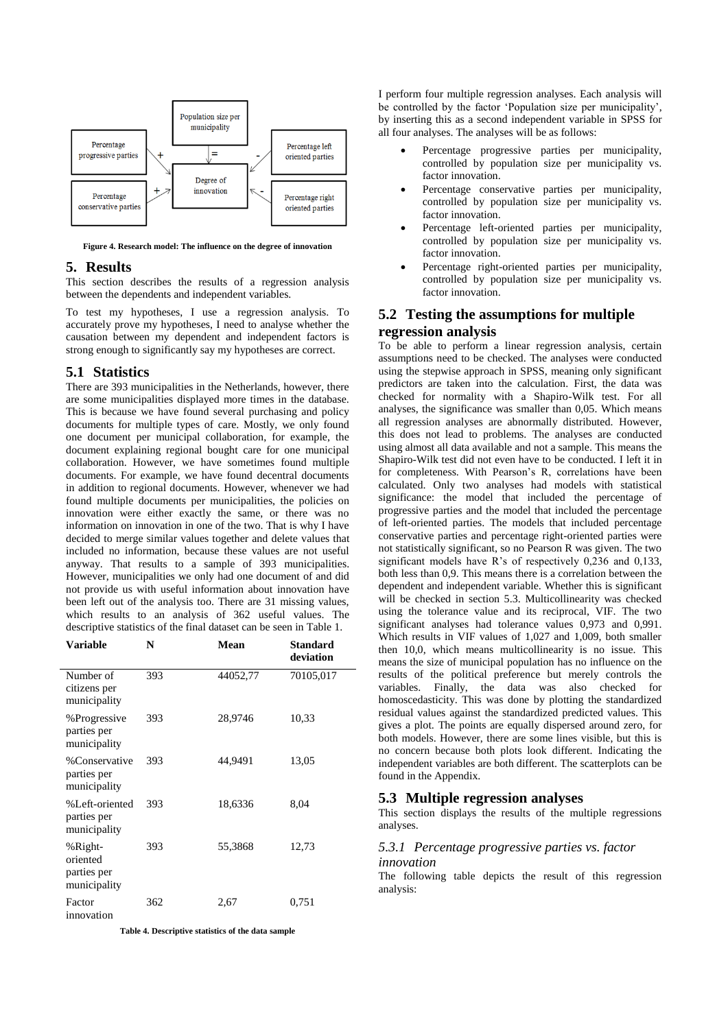Figure 4. Research model: The influence on the degree of innovation

## 5. Results

This section describes the results of a regression analysis between the dependents and independent variables.

To test my hypotheses, I use a regression analysis. To accurately prove my hypotheses, I need to analyse whether the causation between my dependent and independent factors is strong enough to significantly say my hypotheses are correct.

### 5.1 Statistics

There are 393 municipalities in the Netherlands, however, there are some municipalities displayed more times in the database. This is because we have found several purchasing and policy documents for multiple types of care. Mostly, we only found one document per municipal collaboration, for example, the document explaining regional bought care for one municipal collaboration. However, we have sometimes found multiple documents. For example, we have found decentral documents in addition to regional documents. However, whenever we had found multiple documents per municipalities, the policies on innovation were either exactly the same, or there was no information on innovation in one of the two. That is why I have decided to merge similar values together and delete values that included no information, because these values are not useful anyway. That results to a sample of 393 municipalities. However, municipalities we only had one document of and did not provide us with useful information about innovation have been left out of the analysis too. There are 31 missing values, which results to an analysis of 362 useful values. The descriptive statistics of the final dataset can be seen in Table 1.

| Variable | N | Mean | Standard deviation |
|---|---|---|---|
| Number of citizens per municipality | 393 | 44052,77 | 70105,017 |
| %Progressive parties per municipality | 393 | 28,9746 | 10,33 |
| %Conservative parties per municipality | 393 | 44,9491 | 13,05 |
| %Left-oriented parties per municipality | 393 | 18,6336 | 8,04 |
| %Right-oriented parties per municipality | 393 | 55,3868 | 12,73 |
| Factor innovation | 362 | 2,67 | 0,751 |

Table 4. Descriptive statistics of the data sample

I perform four multiple regression analyses. Each analysis will be controlled by the factor 'Population size per municipality', by inserting this as a second independent variable in SPSS for all four analyses. The analyses will be as follows:

- Percentage progressive parties per municipality, controlled by population size per municipality vs. factor innovation.
- Percentage conservative parties per municipality, controlled by population size per municipality vs. factor innovation.
- Percentage left-oriented parties per municipality, controlled by population size per municipality vs. factor innovation.
- Percentage right-oriented parties per municipality, controlled by population size per municipality vs. factor innovation.

### 5.2 Testing the assumptions for multiple regression analysis

To be able to perform a linear regression analysis, certain assumptions need to be checked. The analyses were conducted using the stepwise approach in SPSS, meaning only significant predictors are taken into the calculation. First, the data was checked for normality with a Shapiro-Wilk test. For all analyses, the significance was smaller than 0,05. Which means all regression analyses are abnormally distributed. However, this does not lead to problems. The analyses are conducted using almost all data available and not a sample. This means the Shapiro-Wilk test did not even have to be conducted. I left it in for completeness. With Pearson's R, correlations have been calculated. Only two analyses had models with statistical significance: the model that included the percentage of progressive parties and the model that included the percentage of left-oriented parties. The models that included percentage conservative parties and percentage right-oriented parties were not statistically significant, so no Pearson R was given. The two significant models have R's of respectively 0,236 and 0,133, both less than 0,9. This means there is a correlation between the dependent and independent variable. Whether this is significant will be checked in section 5.3. Multicollinearity was checked using the tolerance value and its reciprocal, VIF. The two significant analyses had tolerance values 0,973 and 0,991. Which results in VIF values of 1,027 and 1,009, both smaller then 10,0, which means multicollinearity is no issue. This means the size of municipal population has no influence on the results of the political preference but merely controls the variables. Finally, the data was also checked for homoscedasticity. This was done by plotting the standardized residual values against the standardized predicted values. This gives a plot. The points are equally dispersed around zero, for both models. However, there are some lines visible, but this is no concern because both plots look different. Indicating the independent variables are both different. The scatterplots can be found in the Appendix.

### 5.3 Multiple regression analyses

This section displays the results of the multiple regressions analyses.

#### *5.3.1 Percentage progressive parties vs. factor innovation*

The following table depicts the result of this regression analysis: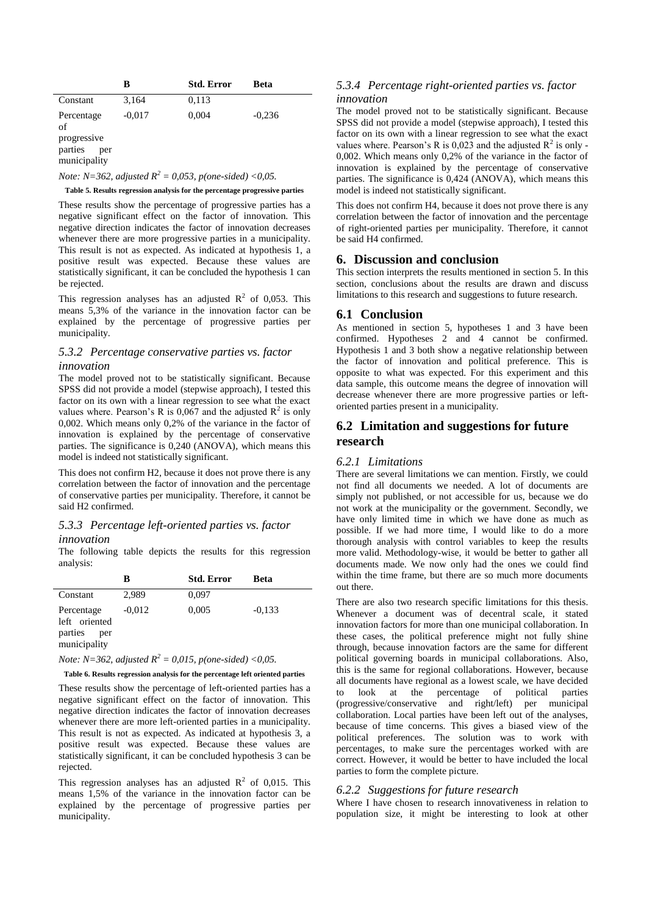| | B | Std. Error | Beta |
|---|---|---|---|
| Constant | 3,164 | 0,113 | |
| Percentage of progressive parties per municipality | -0,017 | 0,004 | -0,236 |

*Note: N=362, adjusted $R^2$ = 0,053, p(one-sided) <0,05.*

**Table 5. Results regression analysis for the percentage progressive parties**

These results show the percentage of progressive parties has a negative significant effect on the factor of innovation. This negative direction indicates the factor of innovation decreases whenever there are more progressive parties in a municipality. This result is not as expected. As indicated at hypothesis 1, a positive result was expected. Because these values are statistically significant, it can be concluded the hypothesis 1 can be rejected.

This regression analyses has an adjusted $R^2$ of 0,053. This means 5,3% of the variance in the innovation factor can be explained by the percentage of progressive parties per municipality.

### *5.3.2 Percentage conservative parties vs. factor innovation*

The model proved not to be statistically significant. Because SPSS did not provide a model (stepwise approach), I tested this factor on its own with a linear regression to see what the exact values where. Pearson's R is 0,067 and the adjusted $R^2$ is only 0,002. Which means only 0,2% of the variance in the factor of innovation is explained by the percentage of conservative parties. The significance is 0,240 (ANOVA), which means this model is indeed not statistically significant.

This does not confirm H2, because it does not prove there is any correlation between the factor of innovation and the percentage of conservative parties per municipality. Therefore, it cannot be said H2 confirmed.

### *5.3.3 Percentage left-oriented parties vs. factor innovation*

The following table depicts the results for this regression analysis:

| | B | Std. Error | Beta |
|---|---|---|---|
| Constant | 2,989 | 0,097 | |
| Percentage left oriented parties per municipality | -0,012 | 0,005 | -0,133 |

*Note: N=362, adjusted $R^2$ = 0,015, p(one-sided) <0,05.*

**Table 6. Results regression analysis for the percentage left oriented parties**

These results show the percentage of left-oriented parties has a negative significant effect on the factor of innovation. This negative direction indicates the factor of innovation decreases whenever there are more left-oriented parties in a municipality. This result is not as expected. As indicated at hypothesis 3, a positive result was expected. Because these values are statistically significant, it can be concluded hypothesis 3 can be rejected.

This regression analyses has an adjusted $R^2$ of 0,015. This means 1,5% of the variance in the innovation factor can be explained by the percentage of progressive parties per municipality.

### *5.3.4 Percentage right-oriented parties vs. factor innovation*

The model proved not to be statistically significant. Because SPSS did not provide a model (stepwise approach), I tested this factor on its own with a linear regression to see what the exact values where. Pearson's R is 0,023 and the adjusted $R^2$ is only -0,002. Which means only 0,2% of the variance in the factor of innovation is explained by the percentage of conservative parties. The significance is 0,424 (ANOVA), which means this model is indeed not statistically significant.

This does not confirm H4, because it does not prove there is any correlation between the factor of innovation and the percentage of right-oriented parties per municipality. Therefore, it cannot be said H4 confirmed.

# 6. Discussion and conclusion

This section interprets the results mentioned in section 5. In this section, conclusions about the results are drawn and discuss limitations to this research and suggestions to future research.

## 6.1 Conclusion

As mentioned in section 5, hypotheses 1 and 3 have been confirmed. Hypotheses 2 and 4 cannot be confirmed. Hypothesis 1 and 3 both show a negative relationship between the factor of innovation and political preference. This is opposite to what was expected. For this experiment and this data sample, this outcome means the degree of innovation will decrease whenever there are more progressive parties or left-oriented parties present in a municipality.

## 6.2 Limitation and suggestions for future research

### *6.2.1 Limitations*

There are several limitations we can mention. Firstly, we could not find all documents we needed. A lot of documents are simply not published, or not accessible for us, because we do not work at the municipality or the government. Secondly, we have only limited time in which we have done as much as possible. If we had more time, I would like to do a more thorough analysis with control variables to keep the results more valid. Methodology-wise, it would be better to gather all documents made. We now only had the ones we could find within the time frame, but there are so much more documents out there.

There are also two research specific limitations for this thesis. Whenever a document was of decentral scale, it stated innovation factors for more than one municipal collaboration. In these cases, the political preference might not fully shine through, because innovation factors are the same for different political governing boards in municipal collaborations. Also, this is the same for regional collaborations. However, because all documents have regional as a lowest scale, we have decided to look at the percentage of political parties (progressive/conservative and right/left) per municipal collaboration. Local parties have been left out of the analyses, because of time concerns. This gives a biased view of the political preferences. The solution was to work with percentages, to make sure the percentages worked with are correct. However, it would be better to have included the local parties to form the complete picture.

### *6.2.2 Suggestions for future research*

Where I have chosen to research innovativeness in relation to population size, it might be interesting to look at other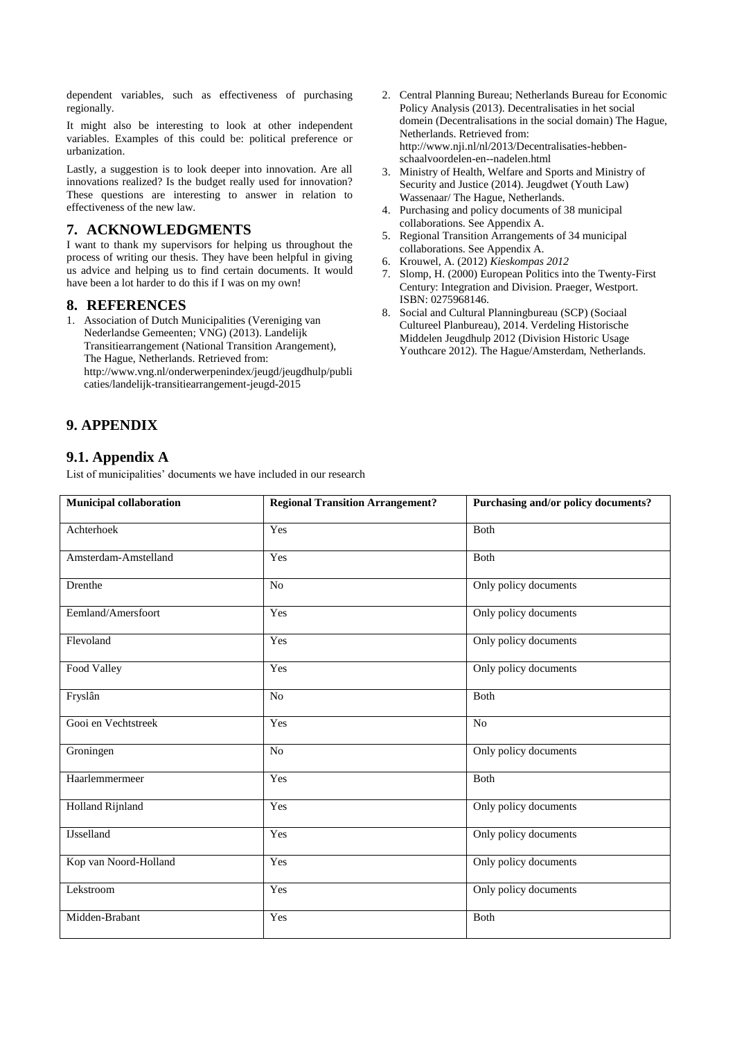dependent variables, such as effectiveness of purchasing regionally.

It might also be interesting to look at other independent variables. Examples of this could be: political preference or urbanization.

Lastly, a suggestion is to look deeper into innovation. Are all innovations realized? Is the budget really used for innovation? These questions are interesting to answer in relation to effectiveness of the new law.

## 7. ACKNOWLEDGMENTS

I want to thank my supervisors for helping us throughout the process of writing our thesis. They have been helpful in giving us advice and helping us to find certain documents. It would have been a lot harder to do this if I was on my own!

## 8. REFERENCES

1. Association of Dutch Municipalities (Vereniging van Nederlandse Gemeenten; VNG) (2013). Landelijk Transitiearrangement (National Transition Arangement), The Hague, Netherlands. Retrieved from: http://www.vng.nl/onderwerpenindex/jeugd/jeugdhulp/publicaties/landelijk-transitiearrangement-jeugd-2015
2. Central Planning Bureau; Netherlands Bureau for Economic Policy Analysis (2013). Decentralisaties in het social domein (Decentralisations in the social domain) The Hague, Netherlands. Retrieved from: http://www.nji.nl/nl/2013/Decentralisaties-hebben-schaalvoordelen-en--nadelen.html
3. Ministry of Health, Welfare and Sports and Ministry of Security and Justice (2014). Jeugdwet (Youth Law) Wassenaar/ The Hague, Netherlands.
4. Purchasing and policy documents of 38 municipal collaborations. See Appendix A.
5. Regional Transition Arrangements of 34 municipal collaborations. See Appendix A.
6. Krouwel, A. (2012) *Kieskompas 2012*
7. Slomp, H. (2000) European Politics into the Twenty-First Century: Integration and Division. Praeger, Westport. ISBN: 0275968146.
8. Social and Cultural Planningbureau (SCP) (Sociaal Cultureel Planbureau), 2014. Verdeling Historische Middelen Jeugdhulp 2012 (Division Historic Usage Youthcare 2012). The Hague/Amsterdam, Netherlands.

## 9. APPENDIX

### 9.1. Appendix A

List of municipalities' documents we have included in our research

| Municipal collaboration | Regional Transition Arrangement? | Purchasing and/or policy documents? |
|---|---|---|
| Achterhoek | Yes | Both |
| Amsterdam-Amstelland | Yes | Both |
| Drenthe | No | Only policy documents |
| Eemland/Amersfoort | Yes | Only policy documents |
| Flevoland | Yes | Only policy documents |
| Food Valley | Yes | Only policy documents |
| Fryslân | No | Both |
| Gooi en Vechtstreek | Yes | No |
| Groningen | No | Only policy documents |
| Haarlemmermeer | Yes | Both |
| Holland Rijnland | Yes | Only policy documents |
| IJsselland | Yes | Only policy documents |
| Kop van Noord-Holland | Yes | Only policy documents |
| Lekstroom | Yes | Only policy documents |
| Midden-Brabant | Yes | Both |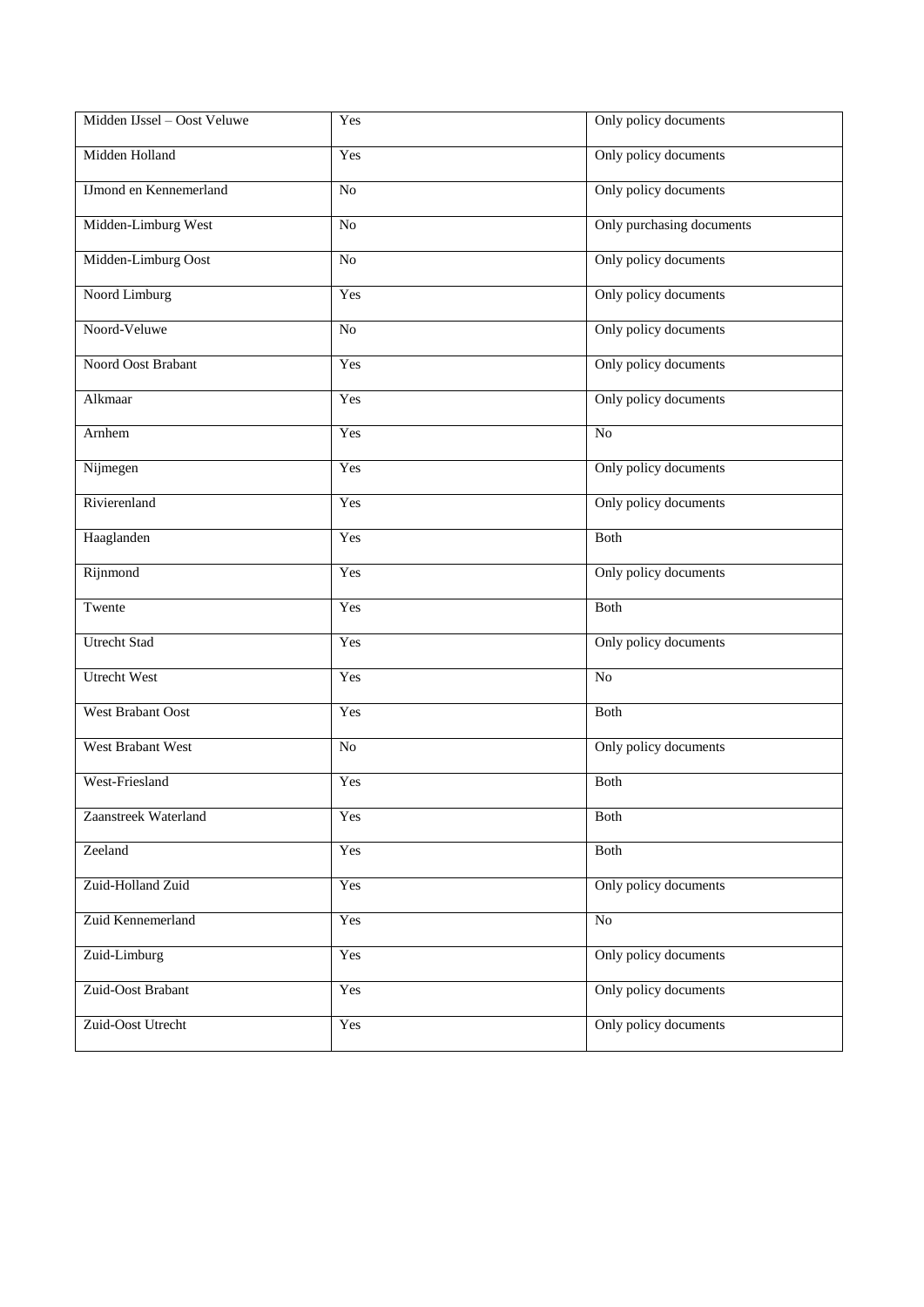| Midden IJssel – Oost Veluwe | Yes | Only policy documents |
|---|---|---|
| Midden Holland | Yes | Only policy documents |
| IJmond en Kennemerland | No | Only policy documents |
| Midden-Limburg West | No | Only purchasing documents |
| Midden-Limburg Oost | No | Only policy documents |
| Noord Limburg | Yes | Only policy documents |
| Noord-Veluwe | No | Only policy documents |
| Noord Oost Brabant | Yes | Only policy documents |
| Alkmaar | Yes | Only policy documents |
| Arnhem | Yes | No |
| Nijmegen | Yes | Only policy documents |
| Rivierenland | Yes | Only policy documents |
| Haaglanden | Yes | Both |
| Rijnmond | Yes | Only policy documents |
| Twente | Yes | Both |
| Utrecht Stad | Yes | Only policy documents |
| Utrecht West | Yes | No |
| West Brabant Oost | Yes | Both |
| West Brabant West | No | Only policy documents |
| West-Friesland | Yes | Both |
| Zaanstreek Waterland | Yes | Both |
| Zeeland | Yes | Both |
| Zuid-Holland Zuid | Yes | Only policy documents |
| Zuid Kennemerland | Yes | No |
| Zuid-Limburg | Yes | Only policy documents |
| Zuid-Oost Brabant | Yes | Only policy documents |
| Zuid-Oost Utrecht | Yes | Only policy documents |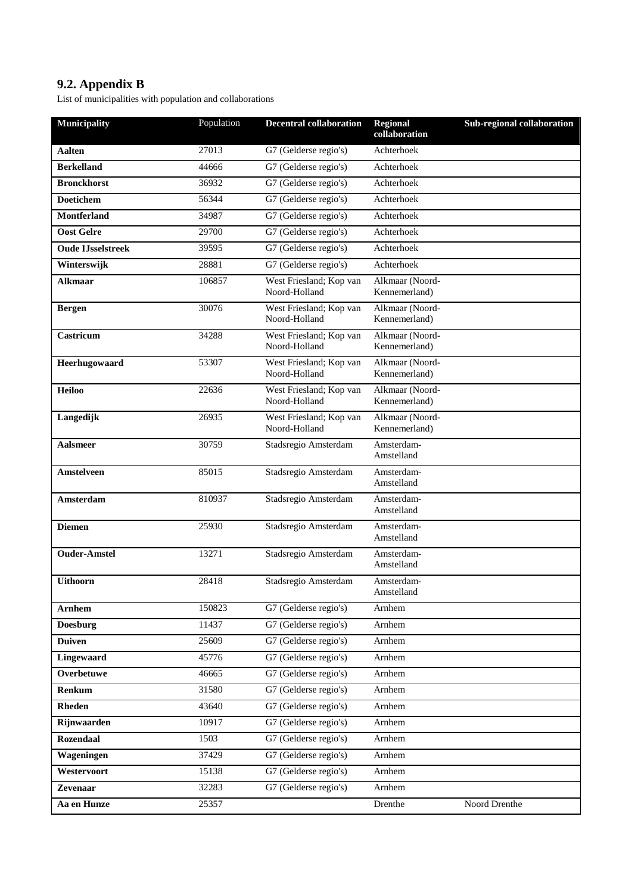## 9.2. Appendix B

List of municipalities with population and collaborations

| Municipality | Population | Decentral collaboration | Regional collaboration | Sub-regional collaboration |
|---|---|---|---|---|
| **Aalten** | 27013 | G7 (Gelderse regio's) | Achterhoek | |
| **Berkelland** | 44666 | G7 (Gelderse regio's) | Achterhoek | |
| **Bronckhorst** | 36932 | G7 (Gelderse regio's) | Achterhoek | |
| **Doetichem** | 56344 | G7 (Gelderse regio's) | Achterhoek | |
| **Montferland** | 34987 | G7 (Gelderse regio's) | Achterhoek | |
| **Oost Gelre** | 29700 | G7 (Gelderse regio's) | Achterhoek | |
| **Oude IJsselstreek** | 39595 | G7 (Gelderse regio's) | Achterhoek | |
| **Winterswijk** | 28881 | G7 (Gelderse regio's) | Achterhoek | |
| **Alkmaar** | 106857 | West Friesland; Kop van Noord-Holland | Alkmaar (Noord-Kennemerland) | |
| **Bergen** | 30076 | West Friesland; Kop van Noord-Holland | Alkmaar (Noord-Kennemerland) | |
| **Castricum** | 34288 | West Friesland; Kop van Noord-Holland | Alkmaar (Noord-Kennemerland) | |
| **Heerhugowaard** | 53307 | West Friesland; Kop van Noord-Holland | Alkmaar (Noord-Kennemerland) | |
| **Heiloo** | 22636 | West Friesland; Kop van Noord-Holland | Alkmaar (Noord-Kennemerland) | |
| **Langedijk** | 26935 | West Friesland; Kop van Noord-Holland | Alkmaar (Noord-Kennemerland) | |
| **Aalsmeer** | 30759 | Stadsregio Amsterdam | Amsterdam-Amstelland | |
| **Amstelveen** | 85015 | Stadsregio Amsterdam | Amsterdam-Amstelland | |
| **Amsterdam** | 810937 | Stadsregio Amsterdam | Amsterdam-Amstelland | |
| **Diemen** | 25930 | Stadsregio Amsterdam | Amsterdam-Amstelland | |
| **Ouder-Amstel** | 13271 | Stadsregio Amsterdam | Amsterdam-Amstelland | |
| **Uithoorn** | 28418 | Stadsregio Amsterdam | Amsterdam-Amstelland | |
| **Arnhem** | 150823 | G7 (Gelderse regio's) | Arnhem | |
| **Doesburg** | 11437 | G7 (Gelderse regio's) | Arnhem | |
| **Duiven** | 25609 | G7 (Gelderse regio's) | Arnhem | |
| **Lingewaard** | 45776 | G7 (Gelderse regio's) | Arnhem | |
| **Overbetuwe** | 46665 | G7 (Gelderse regio's) | Arnhem | |
| **Renkum** | 31580 | G7 (Gelderse regio's) | Arnhem | |
| **Rheden** | 43640 | G7 (Gelderse regio's) | Arnhem | |
| **Rijnwaarden** | 10917 | G7 (Gelderse regio's) | Arnhem | |
| **Rozendaal** | 1503 | G7 (Gelderse regio's) | Arnhem | |
| **Wageningen** | 37429 | G7 (Gelderse regio's) | Arnhem | |
| **Westervoort** | 15138 | G7 (Gelderse regio's) | Arnhem | |
| **Zevenaar** | 32283 | G7 (Gelderse regio's) | Arnhem | |
| **Aa en Hunze** | 25357 | | Drenthe | Noord Drenthe |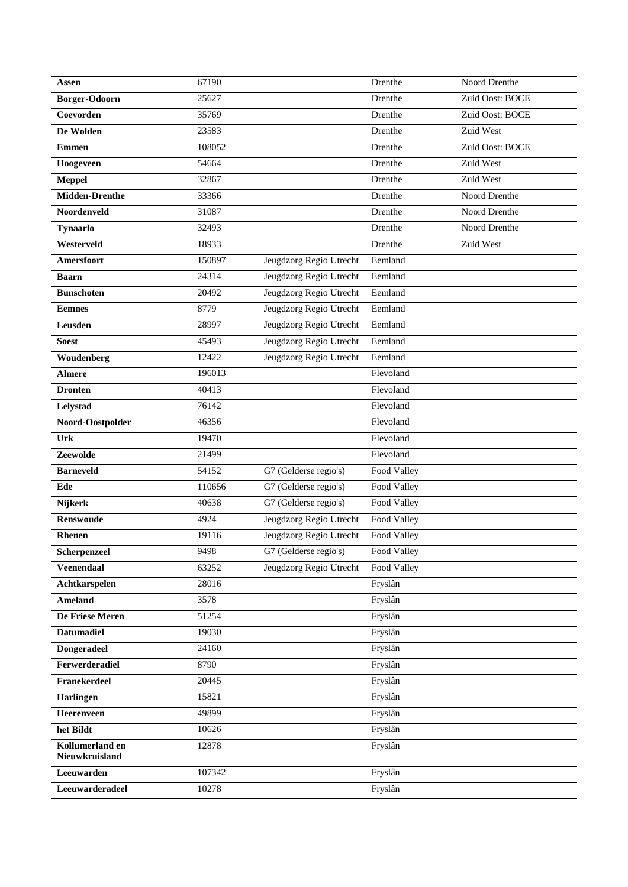| | | | | |
|---|---|---|---|---|
| **Assen** | 67190 | | Drenthe | Noord Drenthe |
| **Borger-Odoorn** | 25627 | | Drenthe | Zuid Oost: BOCE |
| **Coevorden** | 35769 | | Drenthe | Zuid Oost: BOCE |
| **De Wolden** | 23583 | | Drenthe | Zuid West |
| **Emmen** | 108052 | | Drenthe | Zuid Oost: BOCE |
| **Hoogeveen** | 54664 | | Drenthe | Zuid West |
| **Meppel** | 32867 | | Drenthe | Zuid West |
| **Midden-Drenthe** | 33366 | | Drenthe | Noord Drenthe |
| **Noordenveld** | 31087 | | Drenthe | Noord Drenthe |
| **Tynaarlo** | 32493 | | Drenthe | Noord Drenthe |
| **Westerveld** | 18933 | | Drenthe | Zuid West |
| **Amersfoort** | 150897 | Jeugdzorg Regio Utrecht | Eemland | |
| **Baarn** | 24314 | Jeugdzorg Regio Utrecht | Eemland | |
| **Bunschoten** | 20492 | Jeugdzorg Regio Utrecht | Eemland | |
| **Eemnes** | 8779 | Jeugdzorg Regio Utrecht | Eemland | |
| **Leusden** | 28997 | Jeugdzorg Regio Utrecht | Eemland | |
| **Soest** | 45493 | Jeugdzorg Regio Utrecht | Eemland | |
| **Woudenberg** | 12422 | Jeugdzorg Regio Utrecht | Eemland | |
| **Almere** | 196013 | | Flevoland | |
| **Dronten** | 40413 | | Flevoland | |
| **Lelystad** | 76142 | | Flevoland | |
| **Noord-Oostpolder** | 46356 | | Flevoland | |
| **Urk** | 19470 | | Flevoland | |
| **Zeewolde** | 21499 | | Flevoland | |
| **Barneveld** | 54152 | G7 (Gelderse regio's) | Food Valley | |
| **Ede** | 110656 | G7 (Gelderse regio's) | Food Valley | |
| **Nijkerk** | 40638 | G7 (Gelderse regio's) | Food Valley | |
| **Renswoude** | 4924 | Jeugdzorg Regio Utrecht | Food Valley | |
| **Rhenen** | 19116 | Jeugdzorg Regio Utrecht | Food Valley | |
| **Scherpenzeel** | 9498 | G7 (Gelderse regio's) | Food Valley | |
| **Veenendaal** | 63252 | Jeugdzorg Regio Utrecht | Food Valley | |
| **Achtkarspelen** | 28016 | | Fryslân | |
| **Ameland** | 3578 | | Fryslân | |
| **De Friese Meren** | 51254 | | Fryslân | |
| **Datumadiel** | 19030 | | Fryslân | |
| **Dongeradeel** | 24160 | | Fryslân | |
| **Ferwerderadiel** | 8790 | | Fryslân | |
| **Franekerdeel** | 20445 | | Fryslân | |
| **Harlingen** | 15821 | | Fryslân | |
| **Heerenveen** | 49899 | | Fryslân | |
| **het Bildt** | 10626 | | Fryslân | |
| **Kollumerland en Nieuwkruisland** | 12878 | | Fryslân | |
| **Leeuwarden** | 107342 | | Fryslân | |
| **Leeuwarderadeel** | 10278 | | Fryslân | |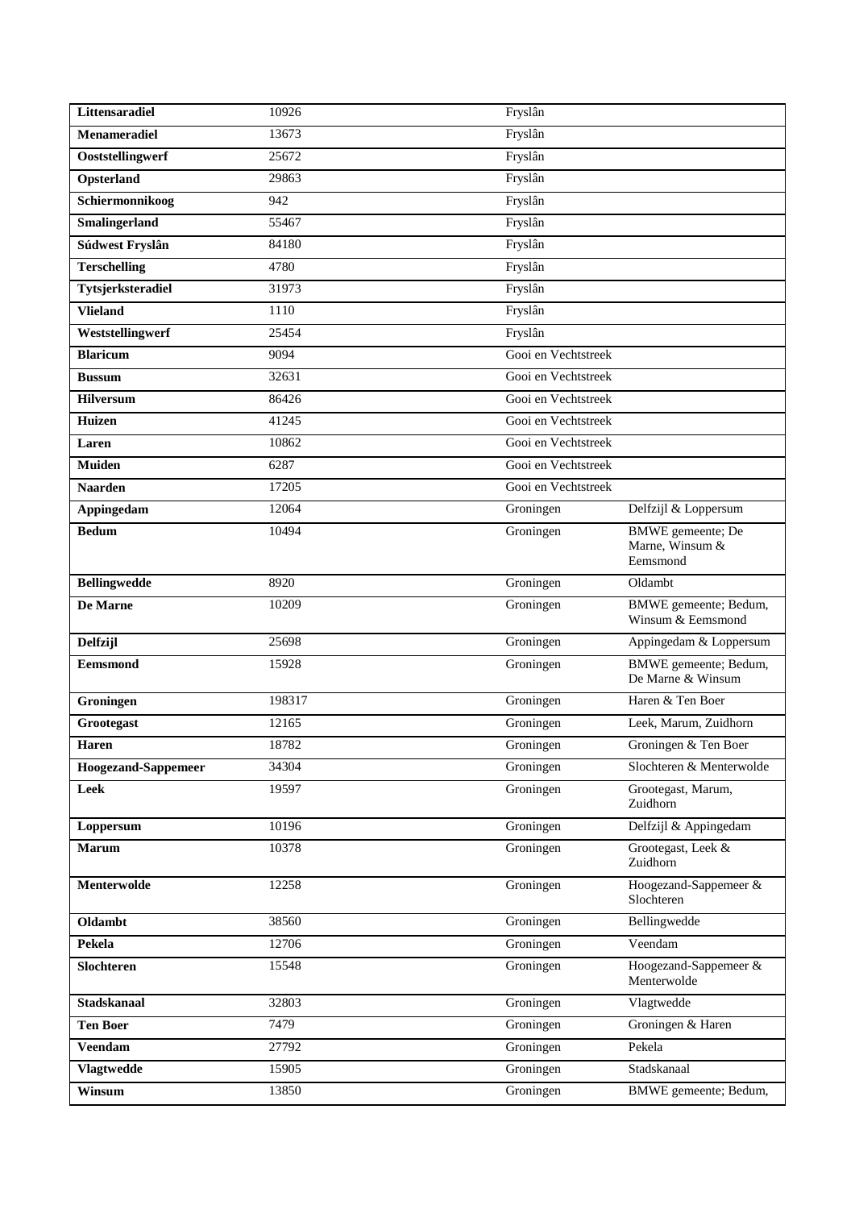| Littensaradiel | 10926 | Fryslân | |
|---|---|---|---|
| Menameradiel | 13673 | Fryslân | |
| Ooststellingwerf | 25672 | Fryslân | |
| Opsterland | 29863 | Fryslân | |
| Schiermonnikoog | 942 | Fryslân | |
| Smalingerland | 55467 | Fryslân | |
| Súdwest Fryslân | 84180 | Fryslân | |
| Terschelling | 4780 | Fryslân | |
| Tytsjerksteradiel | 31973 | Fryslân | |
| Vlieland | 1110 | Fryslân | |
| Weststellingwerf | 25454 | Fryslân | |
| Blaricum | 9094 | Gooi en Vechtstreek | |
| Bussum | 32631 | Gooi en Vechtstreek | |
| Hilversum | 86426 | Gooi en Vechtstreek | |
| Huizen | 41245 | Gooi en Vechtstreek | |
| Laren | 10862 | Gooi en Vechtstreek | |
| Muiden | 6287 | Gooi en Vechtstreek | |
| Naarden | 17205 | Gooi en Vechtstreek | |
| Appingedam | 12064 | Groningen | Delfzijl & Loppersum |
| Bedum | 10494 | Groningen | BMWE gemeente; De Marne, Winsum & Eemsmond |
| Bellingwedde | 8920 | Groningen | Oldambt |
| De Marne | 10209 | Groningen | BMWE gemeente; Bedum, Winsum & Eemsmond |
| Delfzijl | 25698 | Groningen | Appingedam & Loppersum |
| Eemsmond | 15928 | Groningen | BMWE gemeente; Bedum, De Marne & Winsum |
| Groningen | 198317 | Groningen | Haren & Ten Boer |
| Grootegast | 12165 | Groningen | Leek, Marum, Zuidhorn |
| Haren | 18782 | Groningen | Groningen & Ten Boer |
| Hoogezand-Sappemeer | 34304 | Groningen | Slochteren & Menterwolde |
| Leek | 19597 | Groningen | Grootegast, Marum, Zuidhorn |
| Loppersum | 10196 | Groningen | Delfzijl & Appingedam |
| Marum | 10378 | Groningen | Grootegast, Leek & Zuidhorn |
| Menterwolde | 12258 | Groningen | Hoogezand-Sappemeer & Slochteren |
| Oldambt | 38560 | Groningen | Bellingwedde |
| Pekela | 12706 | Groningen | Veendam |
| Slochteren | 15548 | Groningen | Hoogezand-Sappemeer & Menterwolde |
| Stadskanaal | 32803 | Groningen | Vlagtwedde |
| Ten Boer | 7479 | Groningen | Groningen & Haren |
| Veendam | 27792 | Groningen | Pekela |
| Vlagtwedde | 15905 | Groningen | Stadskanaal |
| Winsum | 13850 | Groningen | BMWE gemeente; Bedum, |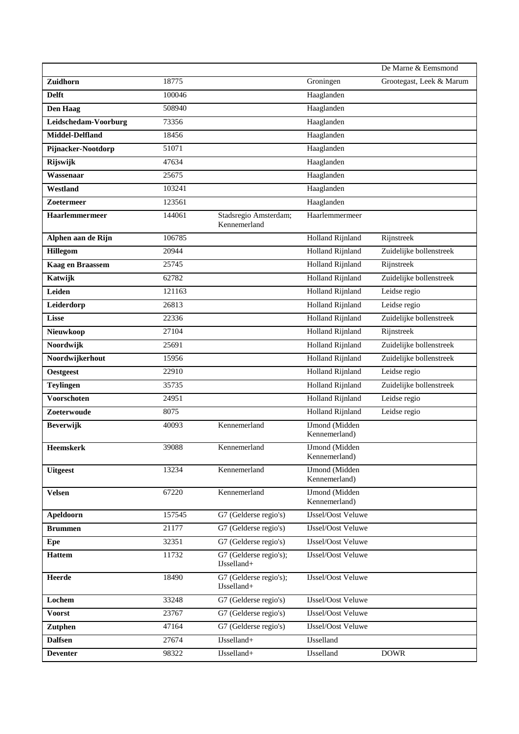| | | | | |
|---|---|---|---|---|
| | | | | De Marne & Eemsmond |
| **Zuidhorn** | 18775 | | Groningen | Grootegast, Leek & Marum |
| **Delft** | 100046 | | Haaglanden | |
| **Den Haag** | 508940 | | Haaglanden | |
| **Leidschedam-Voorburg** | 73356 | | Haaglanden | |
| **Middel-Delfland** | 18456 | | Haaglanden | |
| **Pijnacker-Nootdorp** | 51071 | | Haaglanden | |
| **Rijswijk** | 47634 | | Haaglanden | |
| **Wassenaar** | 25675 | | Haaglanden | |
| **Westland** | 103241 | | Haaglanden | |
| **Zoetermeer** | 123561 | | Haaglanden | |
| **Haarlemmermeer** | 144061 | Stadsregio Amsterdam; Kennemerland | Haarlemmermeer | |
| **Alphen aan de Rijn** | 106785 | | Holland Rijnland | Rijnstreek |
| **Hillegom** | 20944 | | Holland Rijnland | Zuidelijke bollenstreek |
| **Kaag en Braassem** | 25745 | | Holland Rijnland | Rijnstreek |
| **Katwijk** | 62782 | | Holland Rijnland | Zuidelijke bollenstreek |
| **Leiden** | 121163 | | Holland Rijnland | Leidse regio |
| **Leiderdorp** | 26813 | | Holland Rijnland | Leidse regio |
| **Lisse** | 22336 | | Holland Rijnland | Zuidelijke bollenstreek |
| **Nieuwkoop** | 27104 | | Holland Rijnland | Rijnstreek |
| **Noordwijk** | 25691 | | Holland Rijnland | Zuidelijke bollenstreek |
| **Noordwijkerhout** | 15956 | | Holland Rijnland | Zuidelijke bollenstreek |
| **Oestgeest** | 22910 | | Holland Rijnland | Leidse regio |
| **Teylingen** | 35735 | | Holland Rijnland | Zuidelijke bollenstreek |
| **Voorschoten** | 24951 | | Holland Rijnland | Leidse regio |
| **Zoeterwoude** | 8075 | | Holland Rijnland | Leidse regio |
| **Beverwijk** | 40093 | Kennemerland | IJmond (Midden Kennemerland) | |
| **Heemskerk** | 39088 | Kennemerland | IJmond (Midden Kennemerland) | |
| **Uitgeest** | 13234 | Kennemerland | IJmond (Midden Kennemerland) | |
| **Velsen** | 67220 | Kennemerland | IJmond (Midden Kennemerland) | |
| **Apeldoorn** | 157545 | G7 (Gelderse regio's) | IJssel/Oost Veluwe | |
| **Brummen** | 21177 | G7 (Gelderse regio's) | IJssel/Oost Veluwe | |
| **Epe** | 32351 | G7 (Gelderse regio's) | IJssel/Oost Veluwe | |
| **Hattem** | 11732 | G7 (Gelderse regio's); IJsselland+ | IJssel/Oost Veluwe | |
| **Heerde** | 18490 | G7 (Gelderse regio's); IJsselland+ | IJssel/Oost Veluwe | |
| **Lochem** | 33248 | G7 (Gelderse regio's) | IJssel/Oost Veluwe | |
| **Voorst** | 23767 | G7 (Gelderse regio's) | IJssel/Oost Veluwe | |
| **Zutphen** | 47164 | G7 (Gelderse regio's) | IJssel/Oost Veluwe | |
| **Dalfsen** | 27674 | IJsselland+ | IJsselland | |
| **Deventer** | 98322 | IJsselland+ | IJsselland | DOWR |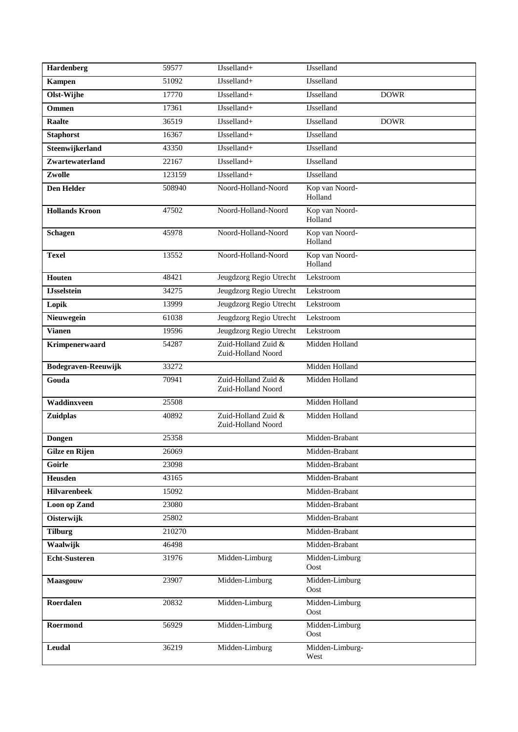| | | | | |
|---|---|---|---|---|
| **Hardenberg** | 59577 | IJsselland+ | IJsselland | |
| **Kampen** | 51092 | IJsselland+ | IJsselland | |
| **Olst-Wijhe** | 17770 | IJsselland+ | IJsselland | DOWR |
| **Ommen** | 17361 | IJsselland+ | IJsselland | |
| **Raalte** | 36519 | IJsselland+ | IJsselland | DOWR |
| **Staphorst** | 16367 | IJsselland+ | IJsselland | |
| **Steenwijkerland** | 43350 | IJsselland+ | IJsselland | |
| **Zwartewaterland** | 22167 | IJsselland+ | IJsselland | |
| **Zwolle** | 123159 | IJsselland+ | IJsselland | |
| **Den Helder** | 508940 | Noord-Holland-Noord | Kop van Noord-Holland | |
| **Hollands Kroon** | 47502 | Noord-Holland-Noord | Kop van Noord-Holland | |
| **Schagen** | 45978 | Noord-Holland-Noord | Kop van Noord-Holland | |
| **Texel** | 13552 | Noord-Holland-Noord | Kop van Noord-Holland | |
| **Houten** | 48421 | Jeugdzorg Regio Utrecht | Lekstroom | |
| **IJsselstein** | 34275 | Jeugdzorg Regio Utrecht | Lekstroom | |
| **Lopik** | 13999 | Jeugdzorg Regio Utrecht | Lekstroom | |
| **Nieuwegein** | 61038 | Jeugdzorg Regio Utrecht | Lekstroom | |
| **Vianen** | 19596 | Jeugdzorg Regio Utrecht | Lekstroom | |
| **Krimpenerwaard** | 54287 | Zuid-Holland Zuid & Zuid-Holland Noord | Midden Holland | |
| **Bodegraven-Reeuwijk** | 33272 | | Midden Holland | |
| **Gouda** | 70941 | Zuid-Holland Zuid & Zuid-Holland Noord | Midden Holland | |
| **Waddinxveen** | 25508 | | Midden Holland | |
| **Zuidplas** | 40892 | Zuid-Holland Zuid & Zuid-Holland Noord | Midden Holland | |
| **Dongen** | 25358 | | Midden-Brabant | |
| **Gilze en Rijen** | 26069 | | Midden-Brabant | |
| **Goirle** | 23098 | | Midden-Brabant | |
| **Heusden** | 43165 | | Midden-Brabant | |
| **Hilvarenbeek** | 15092 | | Midden-Brabant | |
| **Loon op Zand** | 23080 | | Midden-Brabant | |
| **Oisterwijk** | 25802 | | Midden-Brabant | |
| **Tilburg** | 210270 | | Midden-Brabant | |
| **Waalwijk** | 46498 | | Midden-Brabant | |
| **Echt-Susteren** | 31976 | Midden-Limburg | Midden-Limburg Oost | |
| **Maasgouw** | 23907 | Midden-Limburg | Midden-Limburg Oost | |
| **Roerdalen** | 20832 | Midden-Limburg | Midden-Limburg Oost | |
| **Roermond** | 56929 | Midden-Limburg | Midden-Limburg Oost | |
| **Leudal** | 36219 | Midden-Limburg | Midden-Limburg-West | |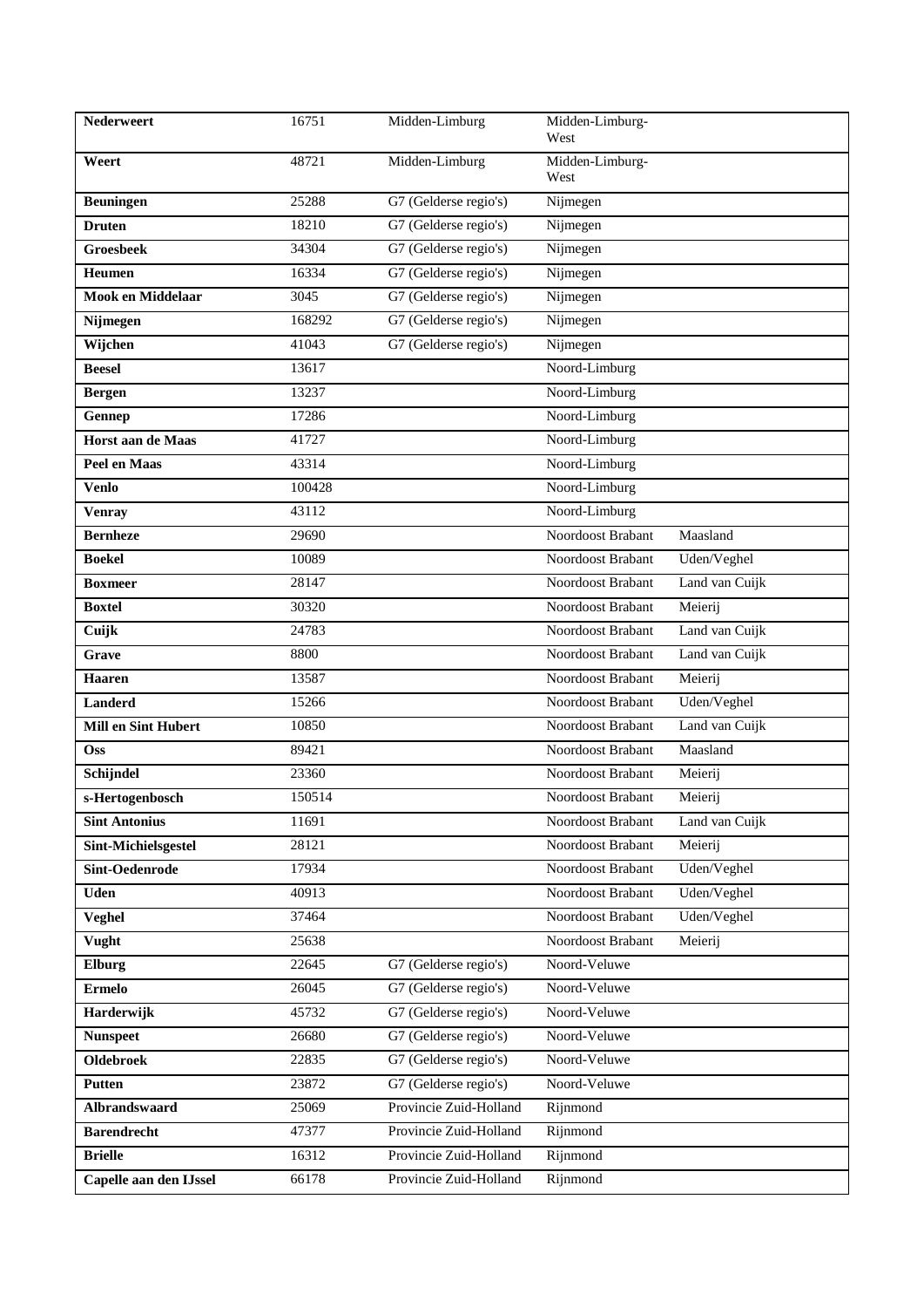| **Nederweert** | 16751 | Midden-Limburg | Midden-Limburg-West | |
|---|---|---|---|---|
| **Weert** | 48721 | Midden-Limburg | Midden-Limburg-West | |
| **Beuningen** | 25288 | G7 (Gelderse regio's) | Nijmegen | |
| **Druten** | 18210 | G7 (Gelderse regio's) | Nijmegen | |
| **Groesbeek** | 34304 | G7 (Gelderse regio's) | Nijmegen | |
| **Heumen** | 16334 | G7 (Gelderse regio's) | Nijmegen | |
| **Mook en Middelaar** | 3045 | G7 (Gelderse regio's) | Nijmegen | |
| **Nijmegen** | 168292 | G7 (Gelderse regio's) | Nijmegen | |
| **Wijchen** | 41043 | G7 (Gelderse regio's) | Nijmegen | |
| **Beesel** | 13617 | | Noord-Limburg | |
| **Bergen** | 13237 | | Noord-Limburg | |
| **Gennep** | 17286 | | Noord-Limburg | |
| **Horst aan de Maas** | 41727 | | Noord-Limburg | |
| **Peel en Maas** | 43314 | | Noord-Limburg | |
| **Venlo** | 100428 | | Noord-Limburg | |
| **Venray** | 43112 | | Noord-Limburg | |
| **Bernheze** | 29690 | | Noordoost Brabant | Maasland |
| **Boekel** | 10089 | | Noordoost Brabant | Uden/Veghel |
| **Boxmeer** | 28147 | | Noordoost Brabant | Land van Cuijk |
| **Boxtel** | 30320 | | Noordoost Brabant | Meierij |
| **Cuijk** | 24783 | | Noordoost Brabant | Land van Cuijk |
| **Grave** | 8800 | | Noordoost Brabant | Land van Cuijk |
| **Haaren** | 13587 | | Noordoost Brabant | Meierij |
| **Landerd** | 15266 | | Noordoost Brabant | Uden/Veghel |
| **Mill en Sint Hubert** | 10850 | | Noordoost Brabant | Land van Cuijk |
| **Oss** | 89421 | | Noordoost Brabant | Maasland |
| **Schijndel** | 23360 | | Noordoost Brabant | Meierij |
| **s-Hertogenbosch** | 150514 | | Noordoost Brabant | Meierij |
| **Sint Antonius** | 11691 | | Noordoost Brabant | Land van Cuijk |
| **Sint-Michielsgestel** | 28121 | | Noordoost Brabant | Meierij |
| **Sint-Oedenrode** | 17934 | | Noordoost Brabant | Uden/Veghel |
| **Uden** | 40913 | | Noordoost Brabant | Uden/Veghel |
| **Veghel** | 37464 | | Noordoost Brabant | Uden/Veghel |
| **Vught** | 25638 | | Noordoost Brabant | Meierij |
| **Elburg** | 22645 | G7 (Gelderse regio's) | Noord-Veluwe | |
| **Ermelo** | 26045 | G7 (Gelderse regio's) | Noord-Veluwe | |
| **Harderwijk** | 45732 | G7 (Gelderse regio's) | Noord-Veluwe | |
| **Nunspeet** | 26680 | G7 (Gelderse regio's) | Noord-Veluwe | |
| **Oldebroek** | 22835 | G7 (Gelderse regio's) | Noord-Veluwe | |
| **Putten** | 23872 | G7 (Gelderse regio's) | Noord-Veluwe | |
| **Albrandswaard** | 25069 | Provincie Zuid-Holland | Rijnmond | |
| **Barendrecht** | 47377 | Provincie Zuid-Holland | Rijnmond | |
| **Brielle** | 16312 | Provincie Zuid-Holland | Rijnmond | |
| **Capelle aan den IJssel** | 66178 | Provincie Zuid-Holland | Rijnmond | |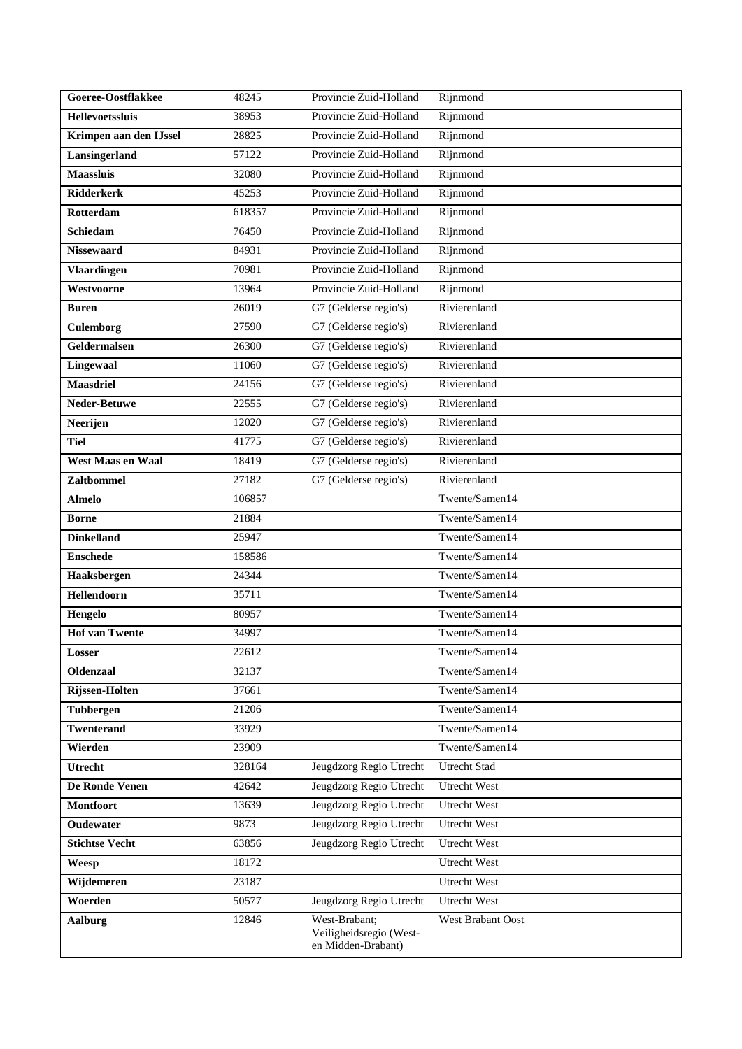| **Goeree-Oostflakkee** | 48245 | Provincie Zuid-Holland | Rijnmond |
|---|---|---|---|
| **Hellevoetssluis** | 38953 | Provincie Zuid-Holland | Rijnmond |
| **Krimpen aan den IJssel** | 28825 | Provincie Zuid-Holland | Rijnmond |
| **Lansingerland** | 57122 | Provincie Zuid-Holland | Rijnmond |
| **Maassluis** | 32080 | Provincie Zuid-Holland | Rijnmond |
| **Ridderkerk** | 45253 | Provincie Zuid-Holland | Rijnmond |
| **Rotterdam** | 618357 | Provincie Zuid-Holland | Rijnmond |
| **Schiedam** | 76450 | Provincie Zuid-Holland | Rijnmond |
| **Nissewaard** | 84931 | Provincie Zuid-Holland | Rijnmond |
| **Vlaardingen** | 70981 | Provincie Zuid-Holland | Rijnmond |
| **Westvoorne** | 13964 | Provincie Zuid-Holland | Rijnmond |
| **Buren** | 26019 | G7 (Gelderse regio's) | Rivierenland |
| **Culemborg** | 27590 | G7 (Gelderse regio's) | Rivierenland |
| **Geldermalsen** | 26300 | G7 (Gelderse regio's) | Rivierenland |
| **Lingewaal** | 11060 | G7 (Gelderse regio's) | Rivierenland |
| **Maasdriel** | 24156 | G7 (Gelderse regio's) | Rivierenland |
| **Neder-Betuwe** | 22555 | G7 (Gelderse regio's) | Rivierenland |
| **Neerijen** | 12020 | G7 (Gelderse regio's) | Rivierenland |
| **Tiel** | 41775 | G7 (Gelderse regio's) | Rivierenland |
| **West Maas en Waal** | 18419 | G7 (Gelderse regio's) | Rivierenland |
| **Zaltbommel** | 27182 | G7 (Gelderse regio's) | Rivierenland |
| **Almelo** | 106857 | | Twente/Samen14 |
| **Borne** | 21884 | | Twente/Samen14 |
| **Dinkelland** | 25947 | | Twente/Samen14 |
| **Enschede** | 158586 | | Twente/Samen14 |
| **Haaksbergen** | 24344 | | Twente/Samen14 |
| **Hellendoorn** | 35711 | | Twente/Samen14 |
| **Hengelo** | 80957 | | Twente/Samen14 |
| **Hof van Twente** | 34997 | | Twente/Samen14 |
| **Losser** | 22612 | | Twente/Samen14 |
| **Oldenzaal** | 32137 | | Twente/Samen14 |
| **Rijssen-Holten** | 37661 | | Twente/Samen14 |
| **Tubbergen** | 21206 | | Twente/Samen14 |
| **Twenterand** | 33929 | | Twente/Samen14 |
| **Wierden** | 23909 | | Twente/Samen14 |
| **Utrecht** | 328164 | Jeugdzorg Regio Utrecht | Utrecht Stad |
| **De Ronde Venen** | 42642 | Jeugdzorg Regio Utrecht | Utrecht West |
| **Montfoort** | 13639 | Jeugdzorg Regio Utrecht | Utrecht West |
| **Oudewater** | 9873 | Jeugdzorg Regio Utrecht | Utrecht West |
| **Stichtse Vecht** | 63856 | Jeugdzorg Regio Utrecht | Utrecht West |
| **Weesp** | 18172 | | Utrecht West |
| **Wijdemeren** | 23187 | | Utrecht West |
| **Woerden** | 50577 | Jeugdzorg Regio Utrecht | Utrecht West |
| **Aalburg** | 12846 | West-Brabant; Veiligheidsregio (West- en Midden-Brabant) | West Brabant Oost |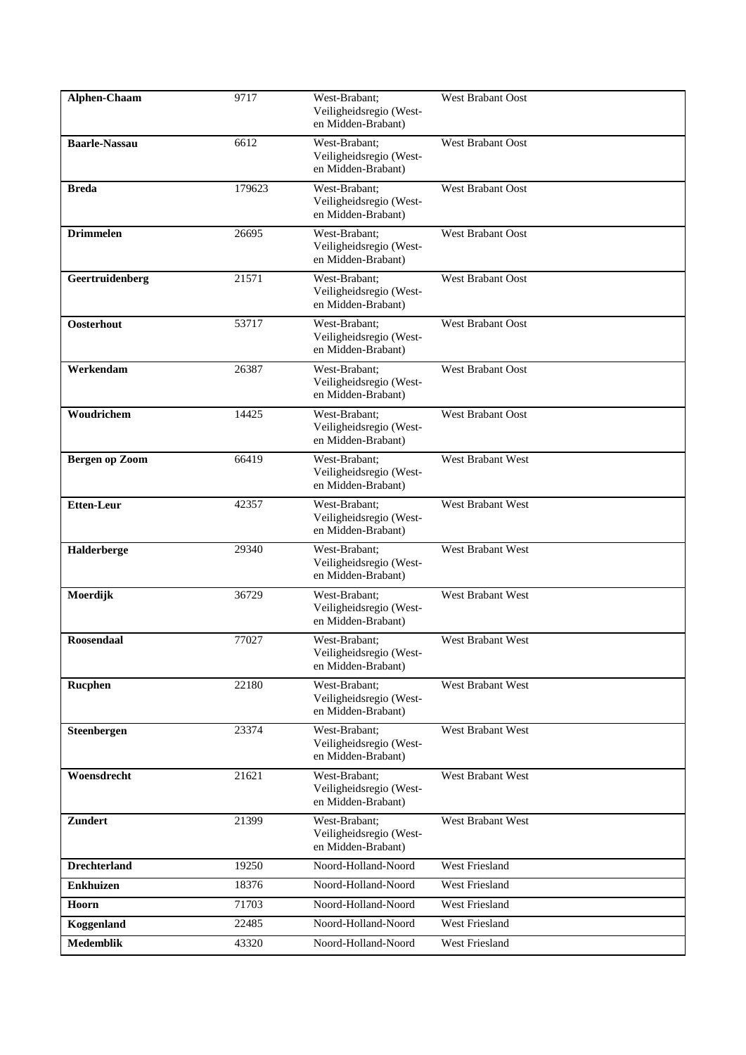| | | | | |
|---|---|---|---|---|
| **Alphen-Chaam** | 9717 | West-Brabant; Veiligheidsregio (West- en Midden-Brabant) | West Brabant Oost | |
| **Baarle-Nassau** | 6612 | West-Brabant; Veiligheidsregio (West- en Midden-Brabant) | West Brabant Oost | |
| **Breda** | 179623 | West-Brabant; Veiligheidsregio (West- en Midden-Brabant) | West Brabant Oost | |
| **Drimmelen** | 26695 | West-Brabant; Veiligheidsregio (West- en Midden-Brabant) | West Brabant Oost | |
| **Geertruidenberg** | 21571 | West-Brabant; Veiligheidsregio (West- en Midden-Brabant) | West Brabant Oost | |
| **Oosterhout** | 53717 | West-Brabant; Veiligheidsregio (West- en Midden-Brabant) | West Brabant Oost | |
| **Werkendam** | 26387 | West-Brabant; Veiligheidsregio (West- en Midden-Brabant) | West Brabant Oost | |
| **Woudrichem** | 14425 | West-Brabant; Veiligheidsregio (West- en Midden-Brabant) | West Brabant Oost | |
| **Bergen op Zoom** | 66419 | West-Brabant; Veiligheidsregio (West- en Midden-Brabant) | West Brabant West | |
| **Etten-Leur** | 42357 | West-Brabant; Veiligheidsregio (West- en Midden-Brabant) | West Brabant West | |
| **Halderberge** | 29340 | West-Brabant; Veiligheidsregio (West- en Midden-Brabant) | West Brabant West | |
| **Moerdijk** | 36729 | West-Brabant; Veiligheidsregio (West- en Midden-Brabant) | West Brabant West | |
| **Roosendaal** | 77027 | West-Brabant; Veiligheidsregio (West- en Midden-Brabant) | West Brabant West | |
| **Rucphen** | 22180 | West-Brabant; Veiligheidsregio (West- en Midden-Brabant) | West Brabant West | |
| **Steenbergen** | 23374 | West-Brabant; Veiligheidsregio (West- en Midden-Brabant) | West Brabant West | |
| **Woensdrecht** | 21621 | West-Brabant; Veiligheidsregio (West- en Midden-Brabant) | West Brabant West | |
| **Zundert** | 21399 | West-Brabant; Veiligheidsregio (West- en Midden-Brabant) | West Brabant West | |
| **Drechterland** | 19250 | Noord-Holland-Noord | West Friesland | |
| **Enkhuizen** | 18376 | Noord-Holland-Noord | West Friesland | |
| **Hoorn** | 71703 | Noord-Holland-Noord | West Friesland | |
| **Koggenland** | 22485 | Noord-Holland-Noord | West Friesland | |
| **Medemblik** | 43320 | Noord-Holland-Noord | West Friesland | |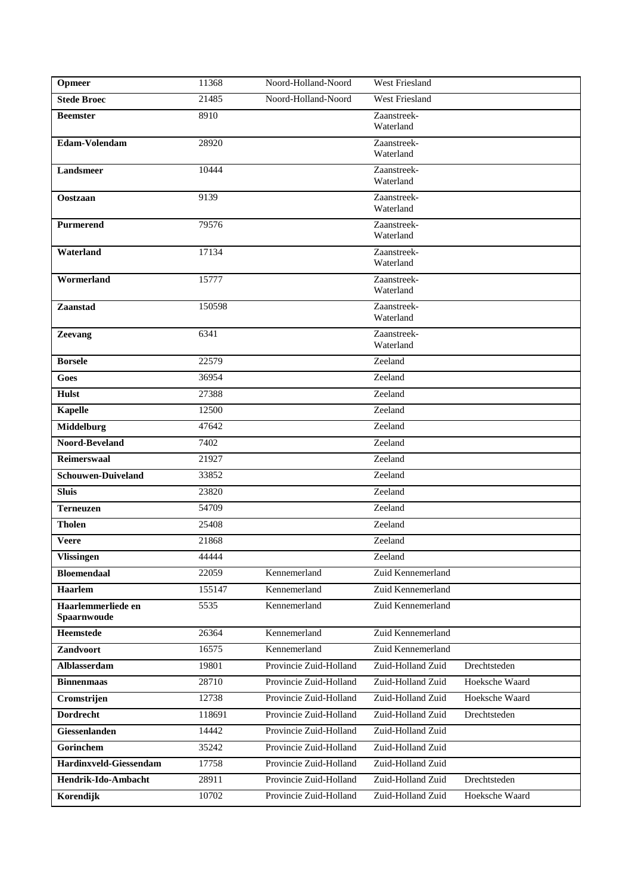| | | | | |
|---|---|---|---|---|
| **Opmeer** | 11368 | Noord-Holland-Noord | West Friesland | |
| **Stede Broec** | 21485 | Noord-Holland-Noord | West Friesland | |
| **Beemster** | 8910 | | Zaanstreek-Waterland | |
| **Edam-Volendam** | 28920 | | Zaanstreek-Waterland | |
| **Landsmeer** | 10444 | | Zaanstreek-Waterland | |
| **Oostzaan** | 9139 | | Zaanstreek-Waterland | |
| **Purmerend** | 79576 | | Zaanstreek-Waterland | |
| **Waterland** | 17134 | | Zaanstreek-Waterland | |
| **Wormerland** | 15777 | | Zaanstreek-Waterland | |
| **Zaanstad** | 150598 | | Zaanstreek-Waterland | |
| **Zeevang** | 6341 | | Zaanstreek-Waterland | |
| **Borsele** | 22579 | | Zeeland | |
| **Goes** | 36954 | | Zeeland | |
| **Hulst** | 27388 | | Zeeland | |
| **Kapelle** | 12500 | | Zeeland | |
| **Middelburg** | 47642 | | Zeeland | |
| **Noord-Beveland** | 7402 | | Zeeland | |
| **Reimerswaal** | 21927 | | Zeeland | |
| **Schouwen-Duiveland** | 33852 | | Zeeland | |
| **Sluis** | 23820 | | Zeeland | |
| **Terneuzen** | 54709 | | Zeeland | |
| **Tholen** | 25408 | | Zeeland | |
| **Veere** | 21868 | | Zeeland | |
| **Vlissingen** | 44444 | | Zeeland | |
| **Bloemendaal** | 22059 | Kennemerland | Zuid Kennemerland | |
| **Haarlem** | 155147 | Kennemerland | Zuid Kennemerland | |
| **Haarlemmerliede en Spaarnwoude** | 5535 | Kennemerland | Zuid Kennemerland | |
| **Heemstede** | 26364 | Kennemerland | Zuid Kennemerland | |
| **Zandvoort** | 16575 | Kennemerland | Zuid Kennemerland | |
| **Alblasserdam** | 19801 | Provincie Zuid-Holland | Zuid-Holland Zuid | Drechtsteden |
| **Binnenmaas** | 28710 | Provincie Zuid-Holland | Zuid-Holland Zuid | Hoeksche Waard |
| **Cromstrijen** | 12738 | Provincie Zuid-Holland | Zuid-Holland Zuid | Hoeksche Waard |
| **Dordrecht** | 118691 | Provincie Zuid-Holland | Zuid-Holland Zuid | Drechtsteden |
| **Giessenlanden** | 14442 | Provincie Zuid-Holland | Zuid-Holland Zuid | |
| **Gorinchem** | 35242 | Provincie Zuid-Holland | Zuid-Holland Zuid | |
| **Hardinxveld-Giessendam** | 17758 | Provincie Zuid-Holland | Zuid-Holland Zuid | |
| **Hendrik-Ido-Ambacht** | 28911 | Provincie Zuid-Holland | Zuid-Holland Zuid | Drechtsteden |
| **Korendijk** | 10702 | Provincie Zuid-Holland | Zuid-Holland Zuid | Hoeksche Waard |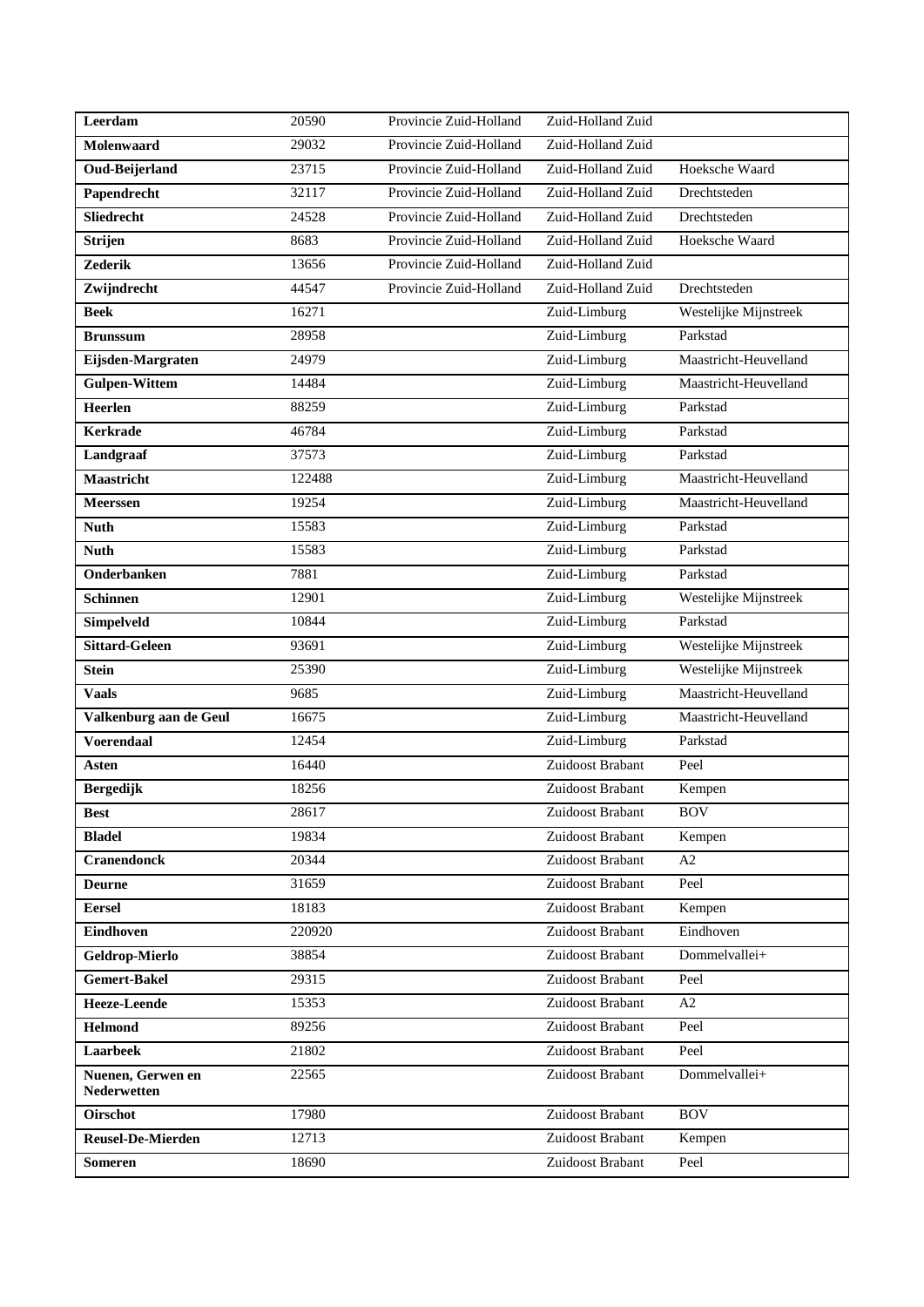| | | | | |
|---|---|---|---|---|
| **Leerdam** | 20590 | Provincie Zuid-Holland | Zuid-Holland Zuid | |
| **Molenwaard** | 29032 | Provincie Zuid-Holland | Zuid-Holland Zuid | |
| **Oud-Beijerland** | 23715 | Provincie Zuid-Holland | Zuid-Holland Zuid | Hoeksche Waard |
| **Papendrecht** | 32117 | Provincie Zuid-Holland | Zuid-Holland Zuid | Drechtsteden |
| **Sliedrecht** | 24528 | Provincie Zuid-Holland | Zuid-Holland Zuid | Drechtsteden |
| **Strijen** | 8683 | Provincie Zuid-Holland | Zuid-Holland Zuid | Hoeksche Waard |
| **Zederik** | 13656 | Provincie Zuid-Holland | Zuid-Holland Zuid | |
| **Zwijndrecht** | 44547 | Provincie Zuid-Holland | Zuid-Holland Zuid | Drechtsteden |
| **Beek** | 16271 | | Zuid-Limburg | Westelijke Mijnstreek |
| **Brunssum** | 28958 | | Zuid-Limburg | Parkstad |
| **Eijsden-Margraten** | 24979 | | Zuid-Limburg | Maastricht-Heuvelland |
| **Gulpen-Wittem** | 14484 | | Zuid-Limburg | Maastricht-Heuvelland |
| **Heerlen** | 88259 | | Zuid-Limburg | Parkstad |
| **Kerkrade** | 46784 | | Zuid-Limburg | Parkstad |
| **Landgraaf** | 37573 | | Zuid-Limburg | Parkstad |
| **Maastricht** | 122488 | | Zuid-Limburg | Maastricht-Heuvelland |
| **Meerssen** | 19254 | | Zuid-Limburg | Maastricht-Heuvelland |
| **Nuth** | 15583 | | Zuid-Limburg | Parkstad |
| **Nuth** | 15583 | | Zuid-Limburg | Parkstad |
| **Onderbanken** | 7881 | | Zuid-Limburg | Parkstad |
| **Schinnen** | 12901 | | Zuid-Limburg | Westelijke Mijnstreek |
| **Simpelveld** | 10844 | | Zuid-Limburg | Parkstad |
| **Sittard-Geleen** | 93691 | | Zuid-Limburg | Westelijke Mijnstreek |
| **Stein** | 25390 | | Zuid-Limburg | Westelijke Mijnstreek |
| **Vaals** | 9685 | | Zuid-Limburg | Maastricht-Heuvelland |
| **Valkenburg aan de Geul** | 16675 | | Zuid-Limburg | Maastricht-Heuvelland |
| **Voerendaal** | 12454 | | Zuid-Limburg | Parkstad |
| **Asten** | 16440 | | Zuidoost Brabant | Peel |
| **Bergedijk** | 18256 | | Zuidoost Brabant | Kempen |
| **Best** | 28617 | | Zuidoost Brabant | BOV |
| **Bladel** | 19834 | | Zuidoost Brabant | Kempen |
| **Cranendonck** | 20344 | | Zuidoost Brabant | A2 |
| **Deurne** | 31659 | | Zuidoost Brabant | Peel |
| **Eersel** | 18183 | | Zuidoost Brabant | Kempen |
| **Eindhoven** | 220920 | | Zuidoost Brabant | Eindhoven |
| **Geldrop-Mierlo** | 38854 | | Zuidoost Brabant | Dommelvallei+ |
| **Gemert-Bakel** | 29315 | | Zuidoost Brabant | Peel |
| **Heeze-Leende** | 15353 | | Zuidoost Brabant | A2 |
| **Helmond** | 89256 | | Zuidoost Brabant | Peel |
| **Laarbeek** | 21802 | | Zuidoost Brabant | Peel |
| **Nuenen, Gerwen en Nederwetten** | 22565 | | Zuidoost Brabant | Dommelvallei+ |
| **Oirschot** | 17980 | | Zuidoost Brabant | BOV |
| **Reusel-De-Mierden** | 12713 | | Zuidoost Brabant | Kempen |
| **Someren** | 18690 | | Zuidoost Brabant | Peel |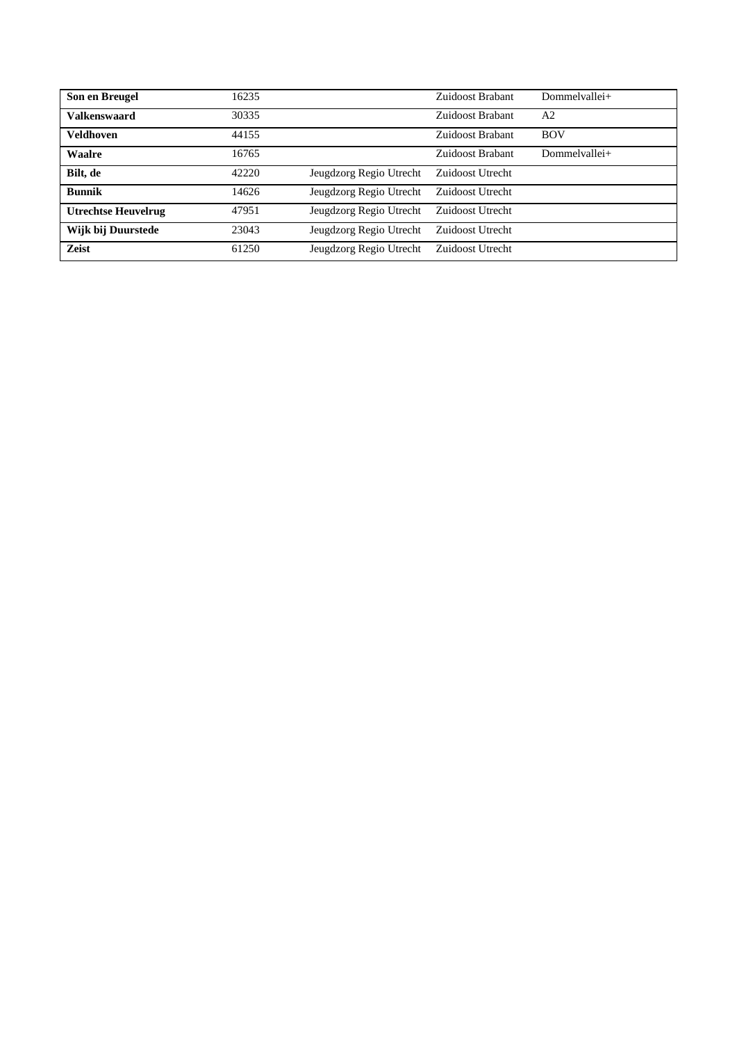| | | | | |
|---|---|---|---|---|
| **Son en Breugel** | 16235 | | Zuidoost Brabant | Dommelvallei+ |
| **Valkenswaard** | 30335 | | Zuidoost Brabant | A2 |
| **Veldhoven** | 44155 | | Zuidoost Brabant | BOV |
| **Waalre** | 16765 | | Zuidoost Brabant | Dommelvallei+ |
| **Bilt, de** | 42220 | Jeugdzorg Regio Utrecht | Zuidoost Utrecht | |
| **Bunnik** | 14626 | Jeugdzorg Regio Utrecht | Zuidoost Utrecht | |
| **Utrechtse Heuvelrug** | 47951 | Jeugdzorg Regio Utrecht | Zuidoost Utrecht | |
| **Wijk bij Duurstede** | 23043 | Jeugdzorg Regio Utrecht | Zuidoost Utrecht | |
| **Zeist** | 61250 | Jeugdzorg Regio Utrecht | Zuidoost Utrecht | |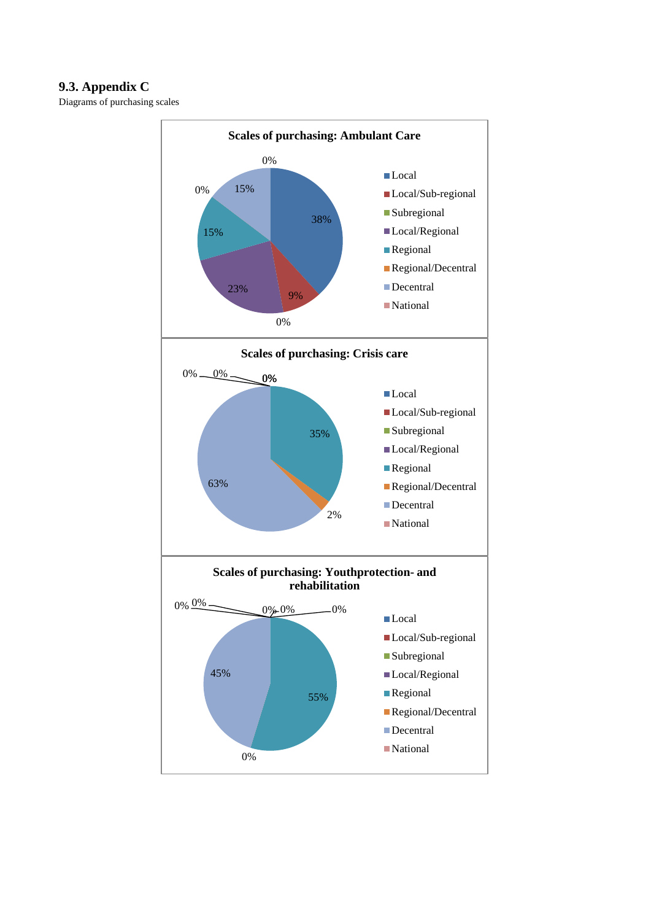### 9.3. Appendix C

Diagrams of purchasing scales

**Scales of purchasing: Ambulant Care**

| Scale | Share |
|---|---|
| Local | 38% |
| Local/Sub-regional | 9% |
| Subregional | 0% |
| Local/Regional | 23% |
| Regional | 15% |
| Regional/Decentral | 0% |
| Decentral | 15% |
| National | 0% |

**Scales of purchasing: Crisis care**

| Scale | Share |
|---|---|
| Local | 0% |
| Local/Sub-regional | 0% |
| Subregional | 0% |
| Local/Regional | 0% |
| Regional | 35% |
| Regional/Decentral | 2% |
| Decentral | 63% |
| National | 0% |

**Scales of purchasing: Youthprotection- and rehabilitation**

| Scale | Share |
|---|---|
| Local | 0% |
| Local/Sub-regional | 0% |
| Subregional | 0% |
| Local/Regional | 0% |
| Regional | 55% |
| Regional/Decentral | 0% |
| Decentral | 45% |
| National | 0% |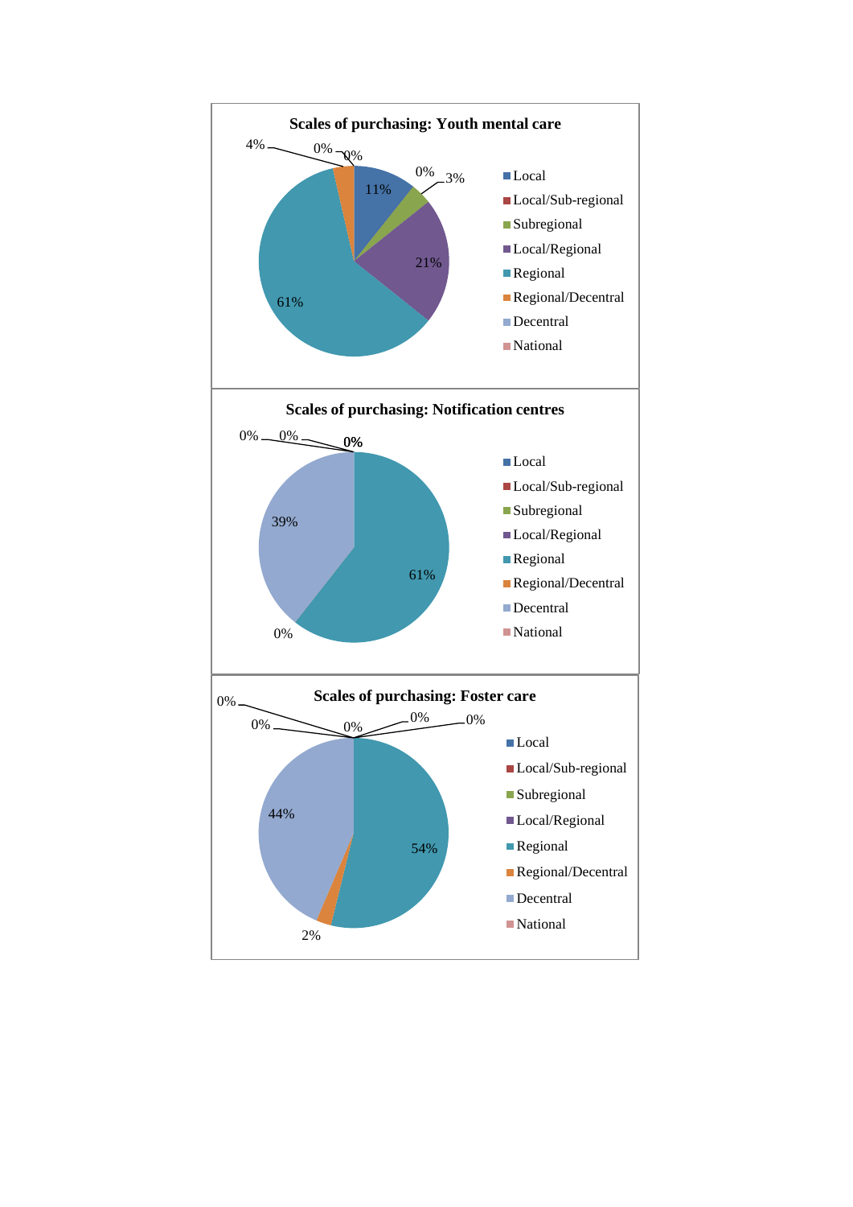**Scales of purchasing: Youth mental care**

| Scale | Share |
|---|---|
| Local | 11% |
| Local/Sub-regional | 0% |
| Subregional | 3% |
| Local/Regional | 21% |
| Regional | 61% |
| Regional/Decentral | 4% |
| Decentral | 0% |
| National | 0% |

**Scales of purchasing: Notification centres**

| Scale | Share |
|---|---|
| Local | 0% |
| Local/Sub-regional | 0% |
| Subregional | 0% |
| Local/Regional | 0% |
| Regional | 61% |
| Regional/Decentral | 0% |
| Decentral | 39% |
| National | 0% |

**Scales of purchasing: Foster care**

| Scale | Share |
|---|---|
| Local | 0% |
| Local/Sub-regional | 0% |
| Subregional | 0% |
| Local/Regional | 0% |
| Regional | 54% |
| Regional/Decentral | 2% |
| Decentral | 44% |
| National | 0% |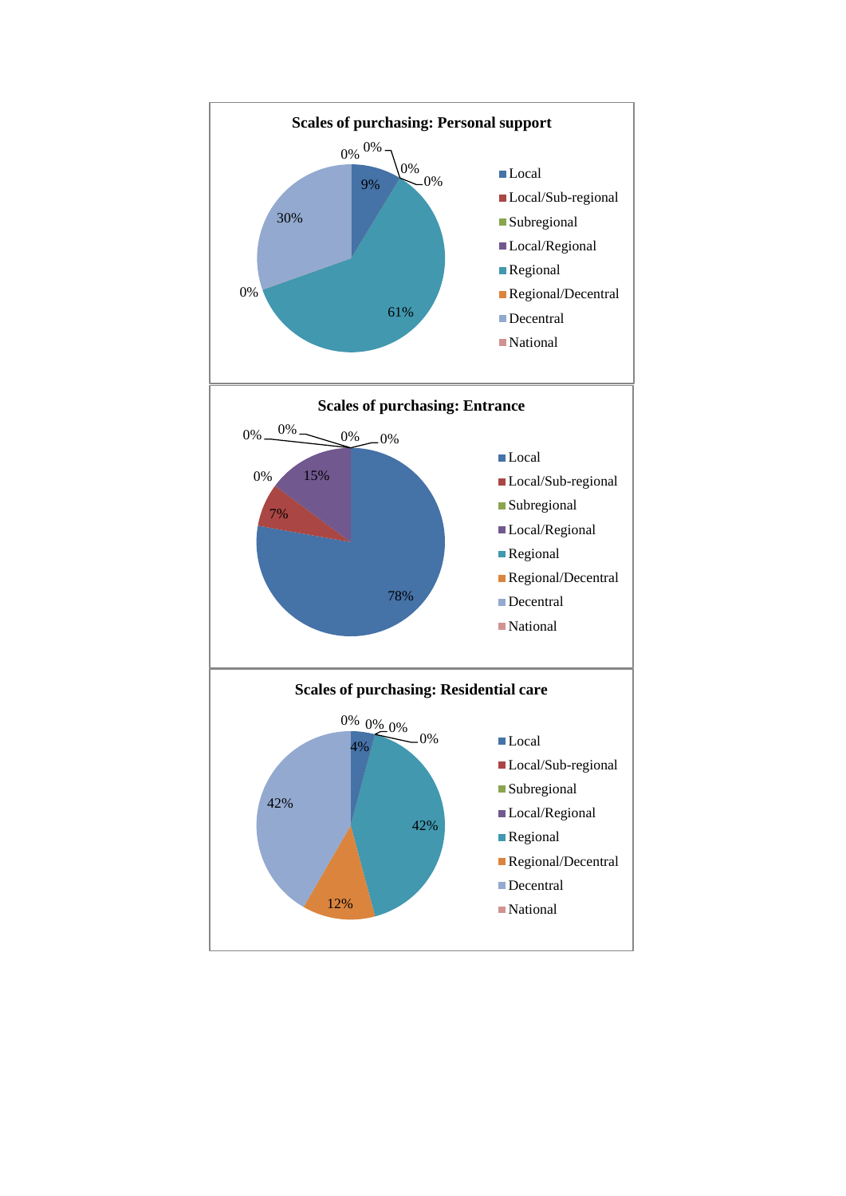**Scales of purchasing: Personal support**

| Scale | Share |
| --- | --- |
| Local | 9% |
| Local/Sub-regional | 0% |
| Subregional | 0% |
| Local/Regional | 0% |
| Regional | 61% |
| Regional/Decentral | 0% |
| Decentral | 30% |
| National | 0% |

**Scales of purchasing: Entrance**

| Scale | Share |
| --- | --- |
| Local | 78% |
| Local/Sub-regional | 7% |
| Subregional | 0% |
| Local/Regional | 15% |
| Regional | 0% |
| Regional/Decentral | 0% |
| Decentral | 0% |
| National | 0% |

**Scales of purchasing: Residential care**

| Scale | Share |
| --- | --- |
| Local | 4% |
| Local/Sub-regional | 0% |
| Subregional | 0% |
| Local/Regional | 0% |
| Regional | 42% |
| Regional/Decentral | 12% |
| Decentral | 42% |
| National | 0% |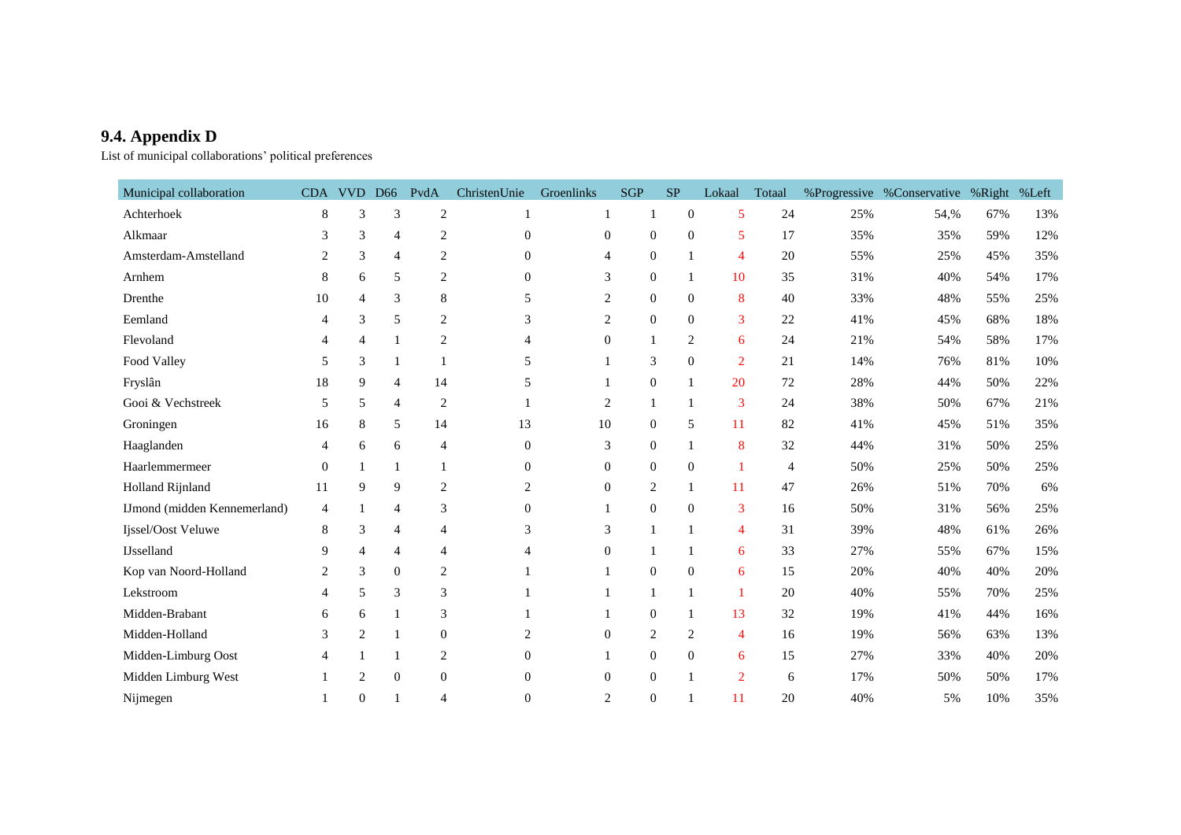### 9.4. Appendix D

List of municipal collaborations' political preferences

| Municipal collaboration | CDA | VVD | D66 | PvdA | ChristenUnie | Groenlinks | SGP | SP | Lokaal | Totaal | %Progressive | %Conservative | %Right | %Left |
|---|---|---|---|---|---|---|---|---|---|---|---|---|---|---|
| Achterhoek | 8 | 3 | 3 | 2 | 1 | 1 | 1 | 0 | 5 | 24 | 25% | 54,% | 67% | 13% |
| Alkmaar | 3 | 3 | 4 | 2 | 0 | 0 | 0 | 0 | 5 | 17 | 35% | 35% | 59% | 12% |
| Amsterdam-Amstelland | 2 | 3 | 4 | 2 | 0 | 4 | 0 | 1 | 4 | 20 | 55% | 25% | 45% | 35% |
| Arnhem | 8 | 6 | 5 | 2 | 0 | 3 | 0 | 1 | 10 | 35 | 31% | 40% | 54% | 17% |
| Drenthe | 10 | 4 | 3 | 8 | 5 | 2 | 0 | 0 | 8 | 40 | 33% | 48% | 55% | 25% |
| Eemland | 4 | 3 | 5 | 2 | 3 | 2 | 0 | 0 | 3 | 22 | 41% | 45% | 68% | 18% |
| Flevoland | 4 | 4 | 1 | 2 | 4 | 0 | 1 | 2 | 6 | 24 | 21% | 54% | 58% | 17% |
| Food Valley | 5 | 3 | 1 | 1 | 5 | 1 | 3 | 0 | 2 | 21 | 14% | 76% | 81% | 10% |
| Fryslân | 18 | 9 | 4 | 14 | 5 | 1 | 0 | 1 | 20 | 72 | 28% | 44% | 50% | 22% |
| Gooi & Vechstreek | 5 | 5 | 4 | 2 | 1 | 2 | 1 | 1 | 3 | 24 | 38% | 50% | 67% | 21% |
| Groningen | 16 | 8 | 5 | 14 | 13 | 10 | 0 | 5 | 11 | 82 | 41% | 45% | 51% | 35% |
| Haaglanden | 4 | 6 | 6 | 4 | 0 | 3 | 0 | 1 | 8 | 32 | 44% | 31% | 50% | 25% |
| Haarlemmermeer | 0 | 1 | 1 | 1 | 0 | 0 | 0 | 0 | 1 | 4 | 50% | 25% | 50% | 25% |
| Holland Rijnland | 11 | 9 | 9 | 2 | 2 | 0 | 2 | 1 | 11 | 47 | 26% | 51% | 70% | 6% |
| IJmond (midden Kennemerland) | 4 | 1 | 4 | 3 | 0 | 1 | 0 | 0 | 3 | 16 | 50% | 31% | 56% | 25% |
| Ijssel/Oost Veluwe | 8 | 3 | 4 | 4 | 3 | 3 | 1 | 1 | 4 | 31 | 39% | 48% | 61% | 26% |
| IJsselland | 9 | 4 | 4 | 4 | 4 | 0 | 1 | 1 | 6 | 33 | 27% | 55% | 67% | 15% |
| Kop van Noord-Holland | 2 | 3 | 0 | 2 | 1 | 1 | 0 | 0 | 6 | 15 | 20% | 40% | 40% | 20% |
| Lekstroom | 4 | 5 | 3 | 3 | 1 | 1 | 1 | 1 | 1 | 20 | 40% | 55% | 70% | 25% |
| Midden-Brabant | 6 | 6 | 1 | 3 | 1 | 1 | 0 | 1 | 13 | 32 | 19% | 41% | 44% | 16% |
| Midden-Holland | 3 | 2 | 1 | 0 | 2 | 0 | 2 | 2 | 4 | 16 | 19% | 56% | 63% | 13% |
| Midden-Limburg Oost | 4 | 1 | 1 | 2 | 0 | 1 | 0 | 0 | 6 | 15 | 27% | 33% | 40% | 20% |
| Midden Limburg West | 1 | 2 | 0 | 0 | 0 | 0 | 0 | 1 | 2 | 6 | 17% | 50% | 50% | 17% |
| Nijmegen | 1 | 0 | 1 | 4 | 0 | 2 | 0 | 1 | 11 | 20 | 40% | 5% | 10% | 35% |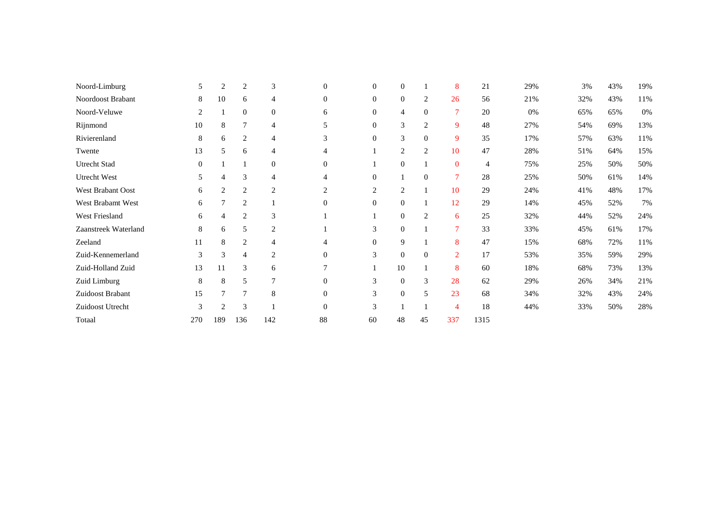| | | | | | | | | | | | | | | |
|---|---|---|---|---|---|---|---|---|---|---|---|---|---|---|
| Noord-Limburg | 5 | 2 | 2 | 3 | 0 | 0 | 0 | 1 | 8 | 21 | 29% | 3% | 43% | 19% |
| Noordoost Brabant | 8 | 10 | 6 | 4 | 0 | 0 | 0 | 2 | 26 | 56 | 21% | 32% | 43% | 11% |
| Noord-Veluwe | 2 | 1 | 0 | 0 | 6 | 0 | 4 | 0 | 7 | 20 | 0% | 65% | 65% | 0% |
| Rijnmond | 10 | 8 | 7 | 4 | 5 | 0 | 3 | 2 | 9 | 48 | 27% | 54% | 69% | 13% |
| Rivierenland | 8 | 6 | 2 | 4 | 3 | 0 | 3 | 0 | 9 | 35 | 17% | 57% | 63% | 11% |
| Twente | 13 | 5 | 6 | 4 | 4 | 1 | 2 | 2 | 10 | 47 | 28% | 51% | 64% | 15% |
| Utrecht Stad | 0 | 1 | 1 | 0 | 0 | 1 | 0 | 1 | 0 | 4 | 75% | 25% | 50% | 50% |
| Utrecht West | 5 | 4 | 3 | 4 | 4 | 0 | 1 | 0 | 7 | 28 | 25% | 50% | 61% | 14% |
| West Brabant Oost | 6 | 2 | 2 | 2 | 2 | 2 | 2 | 1 | 10 | 29 | 24% | 41% | 48% | 17% |
| West Brabamt West | 6 | 7 | 2 | 1 | 0 | 0 | 0 | 1 | 12 | 29 | 14% | 45% | 52% | 7% |
| West Friesland | 6 | 4 | 2 | 3 | 1 | 1 | 0 | 2 | 6 | 25 | 32% | 44% | 52% | 24% |
| Zaanstreek Waterland | 8 | 6 | 5 | 2 | 1 | 3 | 0 | 1 | 7 | 33 | 33% | 45% | 61% | 17% |
| Zeeland | 11 | 8 | 2 | 4 | 4 | 0 | 9 | 1 | 8 | 47 | 15% | 68% | 72% | 11% |
| Zuid-Kennemerland | 3 | 3 | 4 | 2 | 0 | 3 | 0 | 0 | 2 | 17 | 53% | 35% | 59% | 29% |
| Zuid-Holland Zuid | 13 | 11 | 3 | 6 | 7 | 1 | 10 | 1 | 8 | 60 | 18% | 68% | 73% | 13% |
| Zuid Limburg | 8 | 8 | 5 | 7 | 0 | 3 | 0 | 3 | 28 | 62 | 29% | 26% | 34% | 21% |
| Zuidoost Brabant | 15 | 7 | 7 | 8 | 0 | 3 | 0 | 5 | 23 | 68 | 34% | 32% | 43% | 24% |
| Zuidoost Utrecht | 3 | 2 | 3 | 1 | 0 | 3 | 1 | 1 | 4 | 18 | 44% | 33% | 50% | 28% |
| Totaal | 270 | 189 | 136 | 142 | 88 | 60 | 48 | 45 | 337 | 1315 | | | | |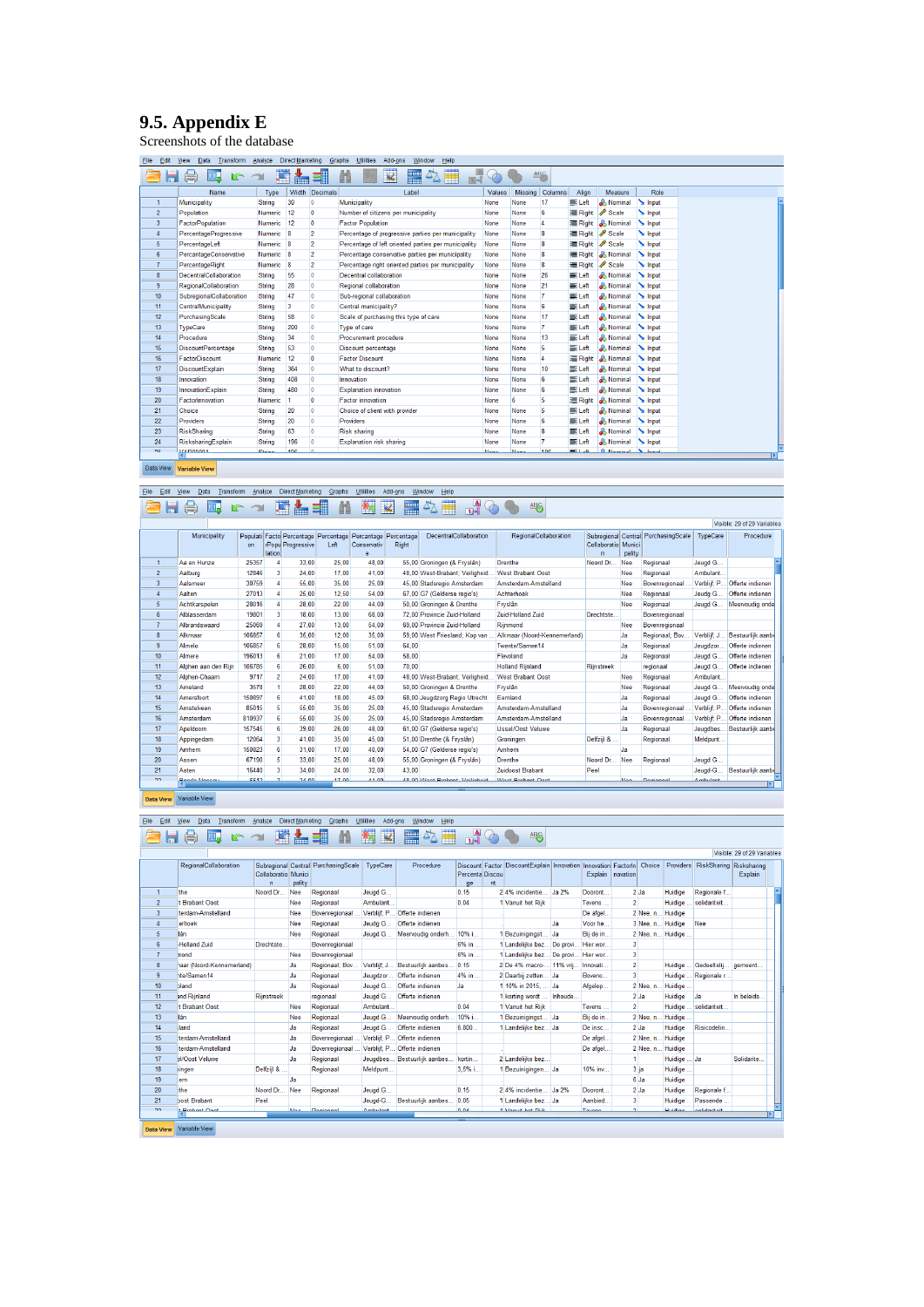## 9.5. Appendix E

Screenshots of the database

| | Name | Type | Width | Decimals | Label | Values | Missing | Columns | Align | Measure | Role |
|---|---|---|---|---|---|---|---|---|---|---|---|
| 1 | Municipality | String | 30 | 0 | Municipality | None | None | 17 | Left | Nominal | Input |
| 2 | Population | Numeric | 12 | 0 | Number of citizens per municipality | None | None | 6 | Right | Scale | Input |
| 3 | FactorPopulation | Numeric | 12 | 0 | Factor Population | None | None | 4 | Right | Nominal | Input |
| 4 | PercentageProgressive | Numeric | 8 | 2 | Percentage of progressive parties per municipality | None | None | 8 | Right | Scale | Input |
| 5 | PercentageLeft | Numeric | 8 | 2 | Percentage of left oriented parties per municipality | None | None | 8 | Right | Scale | Input |
| 6 | PercentageConservative | Numeric | 8 | 2 | Percentage conservative parties per municipality | None | None | 8 | Right | Nominal | Input |
| 7 | PercentageRight | Numeric | 8 | 2 | Percentage right oriented parties per municipality | None | None | 8 | Right | Scale | Input |
| 8 | DecentralCollaboration | String | 55 | 0 | Decentral collaboration | None | None | 26 | Left | Nominal | Input |
| 9 | RegionalCollaboration | String | 28 | 0 | Regional collaboration | None | None | 21 | Left | Nominal | Input |
| 10 | SubregionalCollaboration | String | 47 | 0 | Sub-regional collaboration | None | None | 7 | Left | Nominal | Input |
| 11 | CentralMunicipality | String | 3 | 0 | Central municipality? | None | None | 6 | Left | Nominal | Input |
| 12 | PurchasingScale | String | 58 | 0 | Scale of purchasing this type of care | None | None | 17 | Left | Nominal | Input |
| 13 | TypeCare | String | 200 | 0 | Type of care | None | None | 7 | Left | Nominal | Input |
| 14 | Procedure | String | 34 | 0 | Procurement procedure | None | None | 13 | Left | Nominal | Input |
| 15 | DiscountPercentage | String | 53 | 0 | Discount percentage | None | None | 5 | Left | Nominal | Input |
| 16 | FactorDiscount | Numeric | 12 | 0 | Factor Discount | None | None | 4 | Right | Nominal | Input |
| 17 | DiscountExplain | String | 364 | 0 | What to discount? | None | None | 10 | Left | Nominal | Input |
| 18 | Innovation | String | 408 | 0 | Innovation | None | None | 6 | Left | Nominal | Input |
| 19 | InnovationExplain | String | 480 | 0 | Explanation innovation | None | None | 6 | Left | Nominal | Input |
| 20 | FactorInnovation | Numeric | 1 | 0 | Factor innovation | None | 6 | 5 | Right | Nominal | Input |
| 21 | Choice | String | 20 | 0 | Choice of client with provider | None | None | 5 | Left | Nominal | Input |
| 22 | Providers | String | 20 | 0 | Providers | None | None | 6 | Left | Nominal | Input |
| 23 | RiskSharing | String | 63 | 0 | Risk sharing | None | None | 8 | Left | Nominal | Input |
| 24 | RisksharingExplain | String | 196 | 0 | Explanation risk sharing | None | None | 7 | Left | Nominal | Input |

Data View | Variable View

Visible: 29 of 29 Variables

| | Municipality | Population | FactorPopulation | Percentage Progressive | Percentage Left | Percentage Conservative | Percentage Right | DecentralCollaboration | RegionalCollaboration | Subregional Collaboration | Central Municipality | PurchasingScale | TypeCare | Procedure |
|---|---|---|---|---|---|---|---|---|---|---|---|---|---|---|
| 1 | Aa en Hunze | 25357 | 4 | 33,00 | 25,00 | 48,00 | 55,00 | Groningen (& Fryslân) | Drenthe | Noord Dr... | Nee | Regionaal | Jeugd G... | |
| 2 | Aalburg | 12946 | 3 | 24,00 | 17,00 | 41,00 | 48,00 | West-Brabant; Veiligheid... | West Brabant Oost | | Nee | Regionaal | Ambulant... | |
| 3 | Aalsmeer | 30759 | 4 | 55,00 | 35,00 | 25,00 | 45,00 | Stadsregio Amsterdam | Amsterdam-Amstelland | | Nee | Bovenregionaal | Verblijf; P... | Offerte indienen |
| 4 | Aalten | 27013 | 4 | 25,00 | 12,50 | 44,00 | 67,00 | G7 (Gelderse regio's) | Achterhoek | | Nee | Regionaal | Jeugd G... | Offerte indienen |
| 5 | Achtkarspelen | 28016 | 4 | 28,00 | 22,00 | 44,00 | 50,00 | Groningen & Drenthe | Fryslân | | Nee | Regionaal | Jeugd G... | Meervoudig onde... |
| 6 | Alblasserdam | 19801 | 3 | 18,00 | 13,00 | 68,00 | 72,00 | Provincie Zuid-Holland | Zuid-Holland Zuid | Drechtste... | | Bovenregionaal | | |
| 7 | Albrandswaard | 25069 | 4 | 27,00 | 13,00 | 54,00 | 69,00 | Provincie Zuid-Holland | Rijnmond | | Nee | Bovenregionaal | | |
| 8 | Alkmaar | 108657 | 6 | 35,00 | 12,00 | 35,00 | 59,00 | West Friesland; Kop van... | Alkmaar (Noord-Kennemerland) | | Ja | Regionaal; Bov... | Verblijf; J... | Bestuurlijk aanb... |
| 9 | Almelo | 108857 | 6 | 28,00 | 15,00 | 51,00 | 64,00 | | Twente/Samen14 | | Ja | Regionaal | Jeugdzor... | Offerte indienen |
| 10 | Almere | 196013 | 6 | 21,00 | 17,00 | 54,00 | 58,00 | | Flevoland | | Ja | Regionaal | Jeugd G... | Offerte indienen |
| 11 | Alphen aan den Rijn | 108786 | 6 | 26,00 | 6,00 | 51,00 | 70,00 | | Holland Rijnland | Rijnstreek | | regionaal | Jeugd G... | Offerte indienen |
| 12 | Alphen-Chaam | 9717 | 2 | 24,00 | 17,00 | 41,00 | 48,00 | West-Brabant; Veiligheid... | West Brabant Oost | | Nee | Regionaal | Ambulant... | |
| 13 | Ameland | 3578 | 1 | 28,00 | 22,00 | 44,00 | 50,00 | Groningen & Drenthe | Fryslân | | Nee | Regionaal | Jeugd G... | Meervoudig onde... |
| 14 | Amersfoort | 150897 | 6 | 41,00 | 18,00 | 45,00 | 68,00 | Jeugdzorg Regio Utrecht | Eemland | | Ja | Regionaal | Jeugd G... | Offerte indienen |
| 15 | Amstelveen | 85015 | 5 | 55,00 | 35,00 | 25,00 | 45,00 | Stadsregio Amsterdam | Amsterdam-Amstelland | | Ja | Bovenregionaal | Verblijf; P... | Offerte indienen |
| 16 | Amsterdam | 810937 | 6 | 55,00 | 35,00 | 25,00 | 45,00 | Stadsregio Amsterdam | Amsterdam-Amstelland | | Ja | Bovenregionaal | Verblijf; P... | Offerte indienen |
| 17 | Apeldoorn | 157545 | 6 | 39,00 | 26,00 | 48,00 | 61,00 | G7 (Gelderse regio's) | IJssel/Oost Veluwe | | Ja | Regionaal | Jeugdbes... | Bestuurlijk aanb... |
| 18 | Appingedam | 12064 | 3 | 41,00 | 35,00 | 45,00 | 51,00 | Drenthe (& Fryslân) | Groningen | Delfzijl &... | | Regionaal | Meldpunt... | |
| 19 | Arnhem | 150823 | 6 | 31,00 | 17,00 | 40,00 | 54,00 | G7 (Gelderse regio's) | Arnhem | | Ja | | | |
| 20 | Assen | 67190 | 5 | 33,00 | 25,00 | 48,00 | 55,00 | Groningen (& Fryslân) | Drenthe | Noord Dr... | Nee | Regionaal | Jeugd G... | |
| 21 | Asten | 16440 | 3 | 34,00 | 24,00 | 32,00 | 43,00 | | Zuidoost Brabant | Peel | | | Jeugd-G... | Bestuurlijk aanb... |

Data View | Variable View

Visible: 29 of 29 Variables

| | RegionalCollaboration | Subregional Collaboration | Central Municipality | PurchasingScale | TypeCare | Procedure | Discount Percentage | Factor Discount | DiscountExplain | Innovation | Innovation Explain | FactorInnovation | Choice | Providers | RiskSharing | Risksharing Explain |
|---|---|---|---|---|---|---|---|---|---|---|---|---|---|---|---|---|
| 1 | the | Noord Dr... | Nee | Regionaal | Jeugd G... | | 0.15 | 2 | 4% incidentie... | Ja 2% | Dooront... | 2 | Ja | Huidige ... | Regionale f... | |
| 2 | t Brabant Oost | | Nee | Regionaal | Ambulant... | | 0.04 | 1 | Vanuit het Rijk | | Tevens ... | 2 | | Huidige ... | solidariteit... | |
| 3 | terdam-Amstelland | | Nee | Bovenregionaal | Verblijf; P... | Offerte indienen | | | | | De afgel... | 2 | Nee, n... | Huidige ... | | |
| 4 | erhoek | | Nee | Regionaal | Jeugd G... | Offerte indienen | | | | Ja | Voor he... | 3 | Nee, n... | Huidige ... | Nee | |
| 5 | lân | | Nee | Regionaal | Jeugd G... | Meervoudig onderh... | 10% i... | 1 | Bezuinigingst... | Ja | Bij de in... | 2 | Nee, n... | Huidige ... | | |
| 6 | Holland Zuid | Drechtste... | | Bovenregionaal | | | 6% in ... | 1 | Landelijke bez... | De provi... | Hier wor... | 3 | | | | |
| 7 | mond | | Nee | Bovenregionaal | | | 6% in ... | 1 | Landelijke bez... | De provi... | Hier wor... | 3 | | | | |
| 8 | maar (Noord-Kennemerland) | | Ja | Regionaal; Bov... | Verblijf; J... | Bestuurlijk aanbes... | 0.15 | 2 | De 4% macro-... | 11% vrij... | Innovati... | 2 | | Huidige ... | Gedeeltelij... | gemeent... |
| 9 | nte/Samen14 | | Ja | Regionaal | Jeugdzor... | Offerte indienen | 4% in ... | 1 | Daarbij zetten... | Ja | Boveno... | 3 | | Huidige ... | Regionale r... | |
| 10 | oland | | Ja | Regionaal | Jeugd G... | Offerte indienen | Ja | 1 | 10% in 2015, ... | Ja | Afgelop... | 2 | Nee, n... | Huidige ... | | |
| 11 | and Rijnland | Rijnstreek | | regionaal | Jeugd G... | Offerte indienen | | 1 | korting wordt ... | Inhoude... | | 2 | Ja | Huidige ... | Ja | In beloids... |
| 12 | t Brabant Oost | | Nee | Regionaal | Ambulant... | | 0.04 | 1 | Vanuit het Rijk | | Tevens ... | 2 | | Huidige ... | solidariteit... | |
| 13 | lân | | Nee | Regionaal | Jeugd G... | Meervoudig onderh... | 10% i... | 1 | Bezuinigingst... | Ja | Bij de in... | 2 | Nee, n... | Huidige ... | | |
| 14 | land | | Ja | Regionaal | Jeugd G... | Offerte indienen | 6.800... | 1 | Landelijke bez... | Ja | De insc... | 2 | Ja | Huidige ... | Risicodelin... | |
| 15 | terdam-Amstelland | | Ja | Bovenregionaal | Verblijf; P... | Offerte indienen | | | | | De afgel... | 2 | Nee, n... | Huidige ... | | |
| 16 | terdam-Amstelland | | Ja | Bovenregionaal | Verblijf; P... | Offerte indienen | | | | | De afgel... | 2 | Nee, n... | Huidige ... | | |
| 17 | el/Oost Veluwe | | Ja | Regionaal | Jeugdbes... | Bestuurlijk aanbes... | kortin... | 2 | Landelijke bez... | | | 1 | | Huidige ... | Ja | Solidarite... |
| 18 | ingen | Delfzijl &... | | Regionaal | Meldpunt... | | 3,5% i... | 1 | Bezuinigingen... | Ja | 10% inv... | 3 | ja | Huidige ... | | |
| 19 | em | | Ja | | | | | | | | | 6 | Ja | Huidige ... | | |
| 20 | the | Noord Dr... | Nee | Regionaal | Jeugd G... | | 0.15 | 2 | 4% incidentie... | Ja 2% | Dooront... | 2 | Ja | Huidige ... | Regionale f... | |
| 21 | oost Brabant | Peel | | | Jeugd-G... | Bestuurlijk aanbes... | 0.05 | 1 | Landelijke bez... | Ja | Aanbied... | 3 | | Huidige ... | Passende ... | |

Data View | Variable View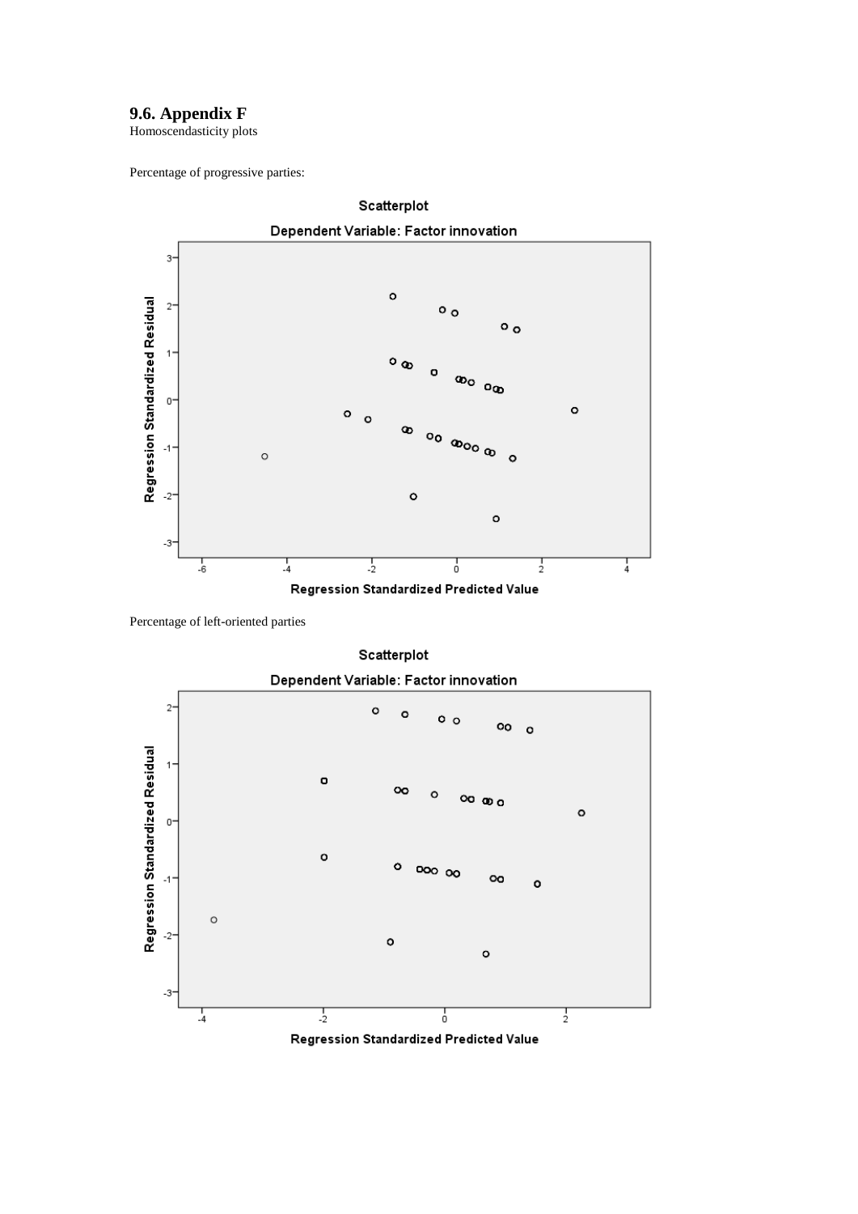### 9.6. Appendix F

Homoscendasticity plots

Percentage of progressive parties:

Scatterplot

Dependent Variable: Factor innovation

Regression Standardized Residual

3
2
1
0
-1
-2
-3

-6
-4
-2
0
2
4

Regression Standardized Predicted Value

Percentage of left-oriented parties

Scatterplot

Dependent Variable: Factor innovation

Regression Standardized Residual

2
1
0
-1
-2
-3

-4
-2
0
2

Regression Standardized Predicted Value